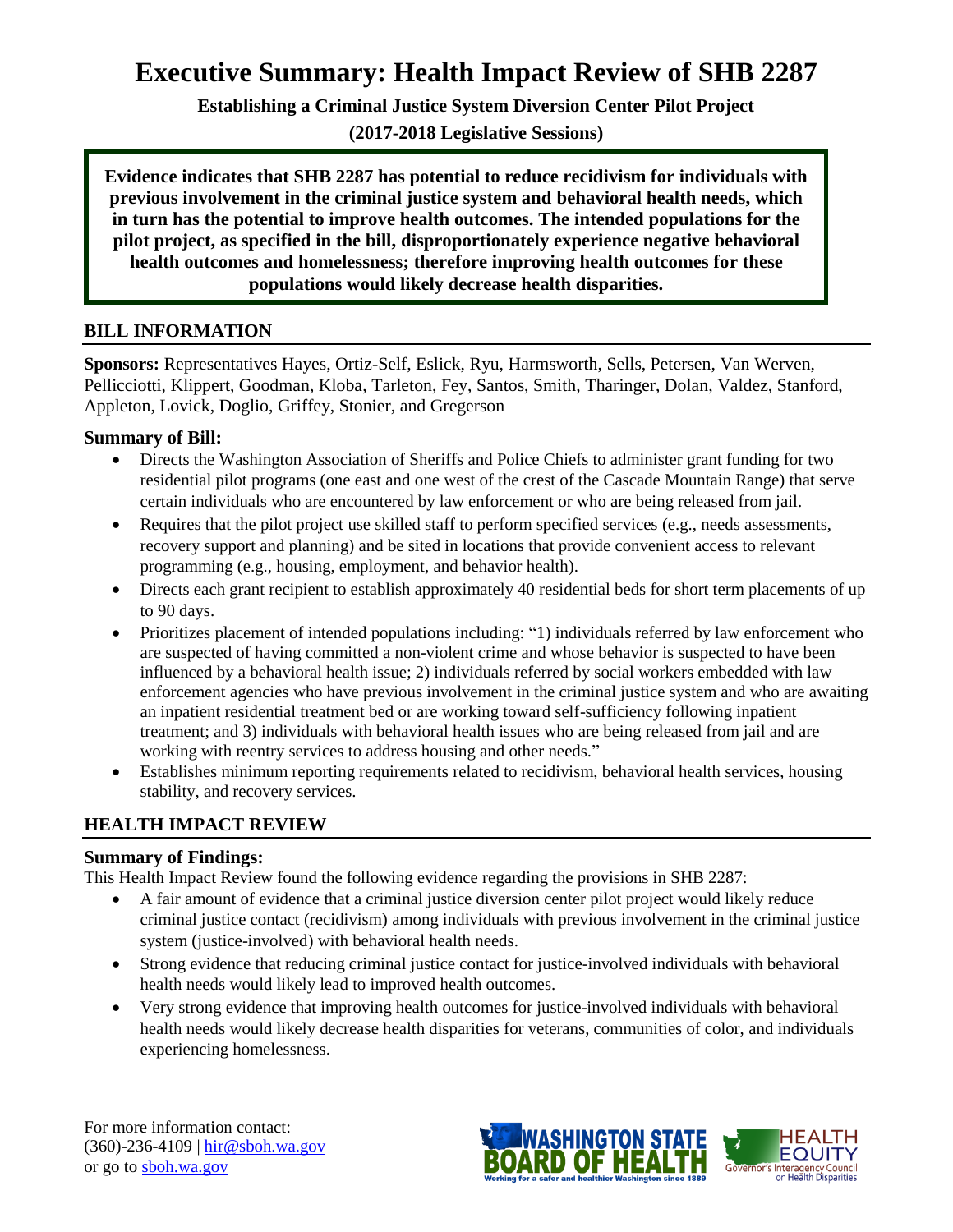# Executive Summary: Health Impact Review of SHB 2287

**Establishing a Criminal Justice System Diversion Center Pilot Project**

**(2017-2018 Legislative Sessions)**

**Evidence indicates that SHB 2287 has potential to reduce recidivism for individuals with previous involvement in the criminal justice system and behavioral health needs, which in turn has the potential to improve health outcomes. The intended populations for the pilot project, as specified in the bill, disproportionately experience negative behavioral health outcomes and homelessness; therefore improving health outcomes for these populations would likely decrease health disparities.**

## BILL INFORMATION

**Sponsors:** Representatives Hayes, Ortiz-Self, Eslick, Ryu, Harmsworth, Sells, Petersen, Van Werven, Pellicciotti, Klippert, Goodman, Kloba, Tarleton, Fey, Santos, Smith, Tharinger, Dolan, Valdez, Stanford, Appleton, Lovick, Doglio, Griffey, Stonier, and Gregerson

### Summary of Bill:

- Directs the Washington Association of Sheriffs and Police Chiefs to administer grant funding for two residential pilot programs (one east and one west of the crest of the Cascade Mountain Range) that serve certain individuals who are encountered by law enforcement or who are being released from jail.
- Requires that the pilot project use skilled staff to perform specified services (e.g., needs assessments, recovery support and planning) and be sited in locations that provide convenient access to relevant programming (e.g., housing, employment, and behavior health).
- Directs each grant recipient to establish approximately 40 residential beds for short term placements of up to 90 days.
- Prioritizes placement of intended populations including: "1) individuals referred by law enforcement who are suspected of having committed a non-violent crime and whose behavior is suspected to have been influenced by a behavioral health issue; 2) individuals referred by social workers embedded with law enforcement agencies who have previous involvement in the criminal justice system and who are awaiting an inpatient residential treatment bed or are working toward self-sufficiency following inpatient treatment; and 3) individuals with behavioral health issues who are being released from jail and are working with reentry services to address housing and other needs."
- Establishes minimum reporting requirements related to recidivism, behavioral health services, housing stability, and recovery services.

## HEALTH IMPACT REVIEW

### Summary of Findings:

This Health Impact Review found the following evidence regarding the provisions in SHB 2287:

- A fair amount of evidence that a criminal justice diversion center pilot project would likely reduce criminal justice contact (recidivism) among individuals with previous involvement in the criminal justice system (justice-involved) with behavioral health needs.
- Strong evidence that reducing criminal justice contact for justice-involved individuals with behavioral health needs would likely lead to improved health outcomes.
- Very strong evidence that improving health outcomes for justice-involved individuals with behavioral health needs would likely decrease health disparities for veterans, communities of color, and individuals experiencing homelessness.

For more information contact:
(360)-236-4109 | hir@sboh.wa.gov
or go to sboh.wa.gov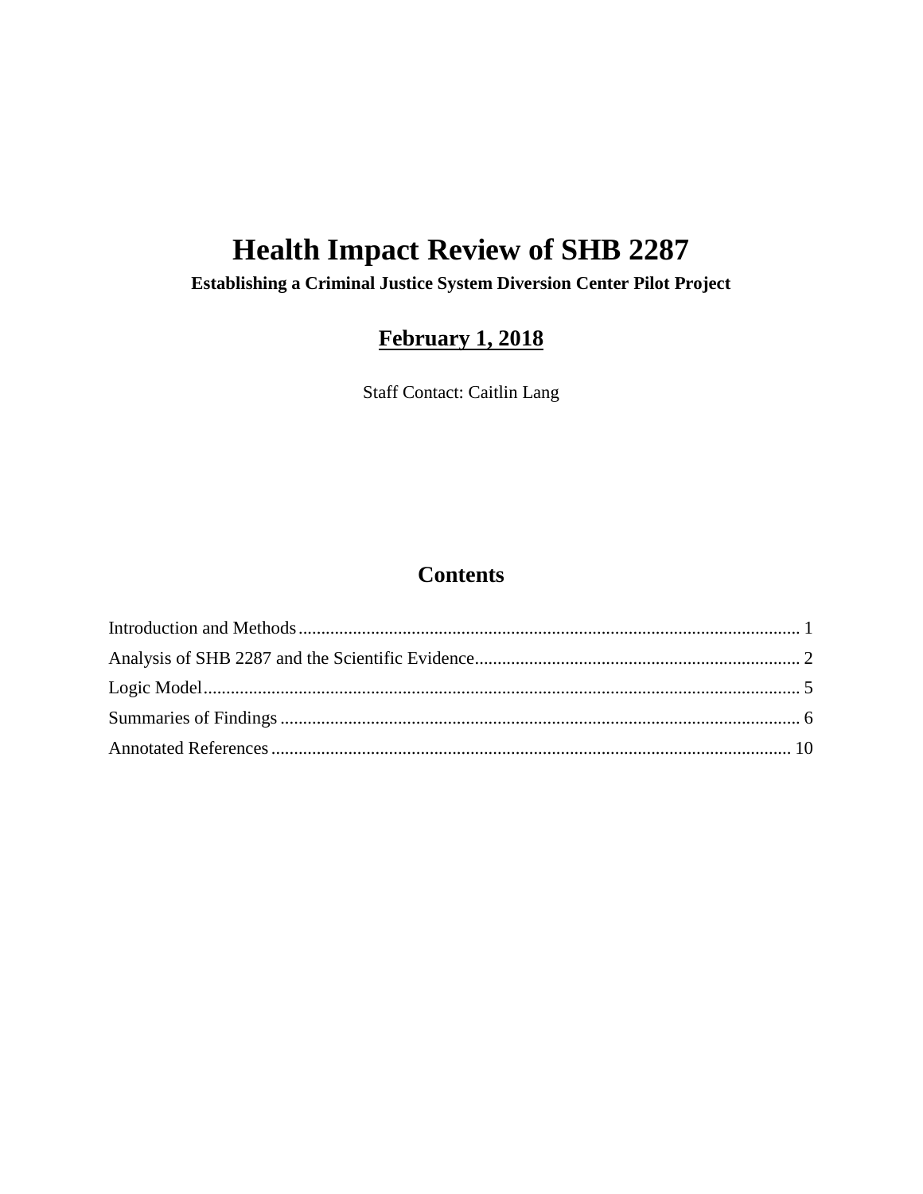# Health Impact Review of SHB 2287

**Establishing a Criminal Justice System Diversion Center Pilot Project**

## February 1, 2018

Staff Contact: Caitlin Lang

## Contents

Introduction and Methods .............................................................................................................. 1

Analysis of SHB 2287 and the Scientific Evidence....................................................................... 2

Logic Model.................................................................................................................................... 5

Summaries of Findings ................................................................................................................... 6

Annotated References .................................................................................................................. 10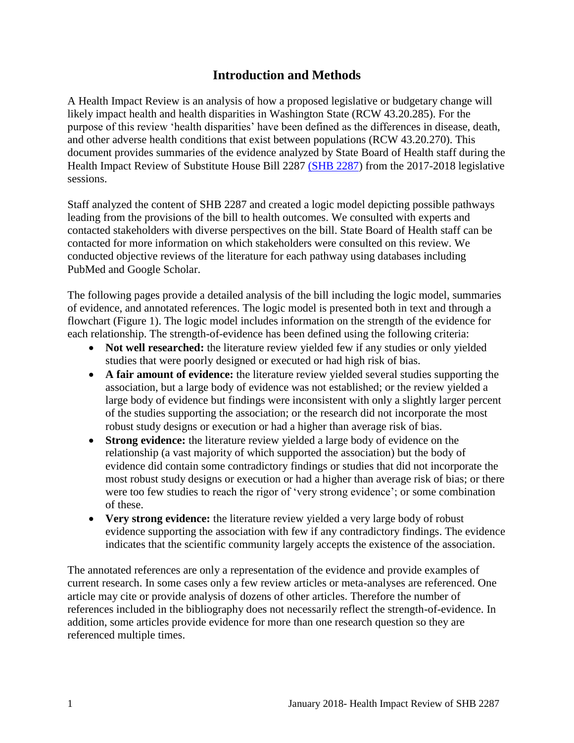# Introduction and Methods

A Health Impact Review is an analysis of how a proposed legislative or budgetary change will likely impact health and health disparities in Washington State (RCW 43.20.285). For the purpose of this review 'health disparities' have been defined as the differences in disease, death, and other adverse health conditions that exist between populations (RCW 43.20.270). This document provides summaries of the evidence analyzed by State Board of Health staff during the Health Impact Review of Substitute House Bill 2287 (SHB 2287) from the 2017-2018 legislative sessions.

Staff analyzed the content of SHB 2287 and created a logic model depicting possible pathways leading from the provisions of the bill to health outcomes. We consulted with experts and contacted stakeholders with diverse perspectives on the bill. State Board of Health staff can be contacted for more information on which stakeholders were consulted on this review. We conducted objective reviews of the literature for each pathway using databases including PubMed and Google Scholar.

The following pages provide a detailed analysis of the bill including the logic model, summaries of evidence, and annotated references. The logic model is presented both in text and through a flowchart (Figure 1). The logic model includes information on the strength of the evidence for each relationship. The strength-of-evidence has been defined using the following criteria:

- **Not well researched:** the literature review yielded few if any studies or only yielded studies that were poorly designed or executed or had high risk of bias.
- **A fair amount of evidence:** the literature review yielded several studies supporting the association, but a large body of evidence was not established; or the review yielded a large body of evidence but findings were inconsistent with only a slightly larger percent of the studies supporting the association; or the research did not incorporate the most robust study designs or execution or had a higher than average risk of bias.
- **Strong evidence:** the literature review yielded a large body of evidence on the relationship (a vast majority of which supported the association) but the body of evidence did contain some contradictory findings or studies that did not incorporate the most robust study designs or execution or had a higher than average risk of bias; or there were too few studies to reach the rigor of 'very strong evidence'; or some combination of these.
- **Very strong evidence:** the literature review yielded a very large body of robust evidence supporting the association with few if any contradictory findings. The evidence indicates that the scientific community largely accepts the existence of the association.

The annotated references are only a representation of the evidence and provide examples of current research. In some cases only a few review articles or meta-analyses are referenced. One article may cite or provide analysis of dozens of other articles. Therefore the number of references included in the bibliography does not necessarily reflect the strength-of-evidence. In addition, some articles provide evidence for more than one research question so they are referenced multiple times.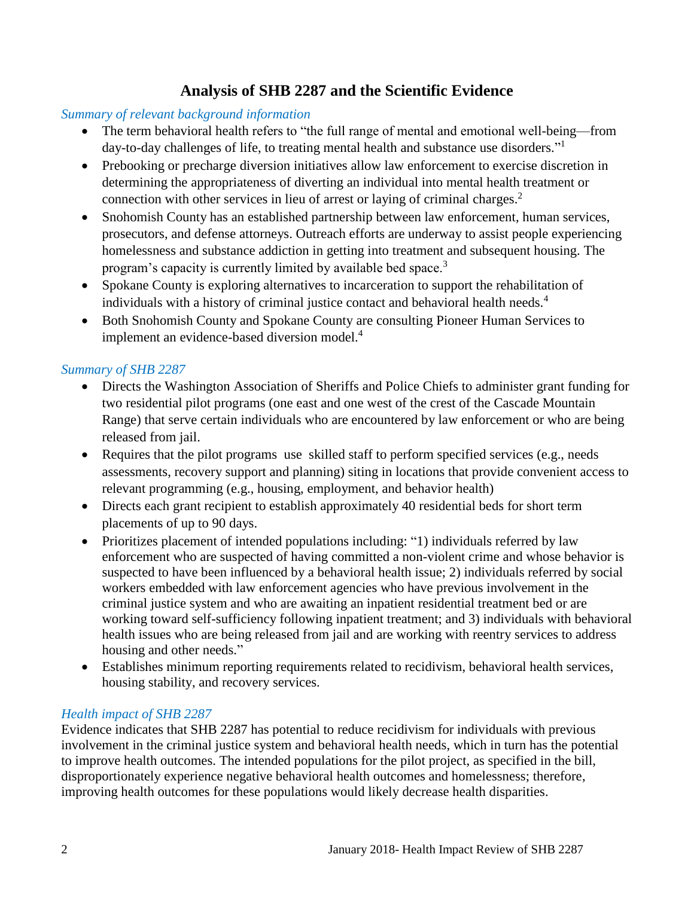# Analysis of SHB 2287 and the Scientific Evidence

*Summary of relevant background information*

- The term behavioral health refers to "the full range of mental and emotional well-being—from day-to-day challenges of life, to treating mental health and substance use disorders."[1]
- Prebooking or precharge diversion initiatives allow law enforcement to exercise discretion in determining the appropriateness of diverting an individual into mental health treatment or connection with other services in lieu of arrest or laying of criminal charges.[2]
- Snohomish County has an established partnership between law enforcement, human services, prosecutors, and defense attorneys. Outreach efforts are underway to assist people experiencing homelessness and substance addiction in getting into treatment and subsequent housing. The program's capacity is currently limited by available bed space.[3]
- Spokane County is exploring alternatives to incarceration to support the rehabilitation of individuals with a history of criminal justice contact and behavioral health needs.[4]
- Both Snohomish County and Spokane County are consulting Pioneer Human Services to implement an evidence-based diversion model.[4]

*Summary of SHB 2287*

- Directs the Washington Association of Sheriffs and Police Chiefs to administer grant funding for two residential pilot programs (one east and one west of the crest of the Cascade Mountain Range) that serve certain individuals who are encountered by law enforcement or who are being released from jail.
- Requires that the pilot programs use skilled staff to perform specified services (e.g., needs assessments, recovery support and planning) siting in locations that provide convenient access to relevant programming (e.g., housing, employment, and behavior health)
- Directs each grant recipient to establish approximately 40 residential beds for short term placements of up to 90 days.
- Prioritizes placement of intended populations including: "1) individuals referred by law enforcement who are suspected of having committed a non-violent crime and whose behavior is suspected to have been influenced by a behavioral health issue; 2) individuals referred by social workers embedded with law enforcement agencies who have previous involvement in the criminal justice system and who are awaiting an inpatient residential treatment bed or are working toward self-sufficiency following inpatient treatment; and 3) individuals with behavioral health issues who are being released from jail and are working with reentry services to address housing and other needs."
- Establishes minimum reporting requirements related to recidivism, behavioral health services, housing stability, and recovery services.

*Health impact of SHB 2287*

Evidence indicates that SHB 2287 has potential to reduce recidivism for individuals with previous involvement in the criminal justice system and behavioral health needs, which in turn has the potential to improve health outcomes. The intended populations for the pilot project, as specified in the bill, disproportionately experience negative behavioral health outcomes and homelessness; therefore, improving health outcomes for these populations would likely decrease health disparities.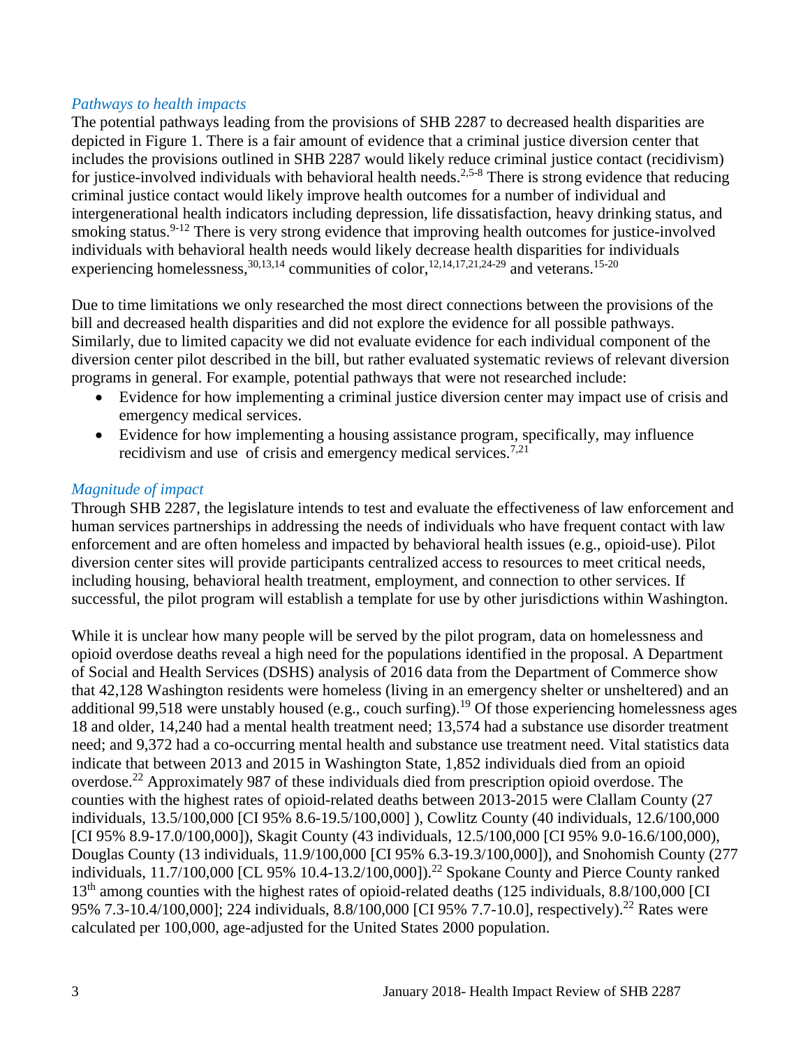*Pathways to health impacts*

The potential pathways leading from the provisions of SHB 2287 to decreased health disparities are depicted in Figure 1. There is a fair amount of evidence that a criminal justice diversion center that includes the provisions outlined in SHB 2287 would likely reduce criminal justice contact (recidivism) for justice-involved individuals with behavioral health needs.[2,5-8] There is strong evidence that reducing criminal justice contact would likely improve health outcomes for a number of individual and intergenerational health indicators including depression, life dissatisfaction, heavy drinking status, and smoking status.[9-12] There is very strong evidence that improving health outcomes for justice-involved individuals with behavioral health needs would likely decrease health disparities for individuals experiencing homelessness,[30,13,14] communities of color,[12,14,17,21,24-29] and veterans.[15-20]

Due to time limitations we only researched the most direct connections between the provisions of the bill and decreased health disparities and did not explore the evidence for all possible pathways. Similarly, due to limited capacity we did not evaluate evidence for each individual component of the diversion center pilot described in the bill, but rather evaluated systematic reviews of relevant diversion programs in general. For example, potential pathways that were not researched include:

- Evidence for how implementing a criminal justice diversion center may impact use of crisis and emergency medical services.
- Evidence for how implementing a housing assistance program, specifically, may influence recidivism and use of crisis and emergency medical services.[7,21]

*Magnitude of impact*

Through SHB 2287, the legislature intends to test and evaluate the effectiveness of law enforcement and human services partnerships in addressing the needs of individuals who have frequent contact with law enforcement and are often homeless and impacted by behavioral health issues (e.g., opioid-use). Pilot diversion center sites will provide participants centralized access to resources to meet critical needs, including housing, behavioral health treatment, employment, and connection to other services. If successful, the pilot program will establish a template for use by other jurisdictions within Washington.

While it is unclear how many people will be served by the pilot program, data on homelessness and opioid overdose deaths reveal a high need for the populations identified in the proposal. A Department of Social and Health Services (DSHS) analysis of 2016 data from the Department of Commerce show that 42,128 Washington residents were homeless (living in an emergency shelter or unsheltered) and an additional 99,518 were unstably housed (e.g., couch surfing).[19] Of those experiencing homelessness ages 18 and older, 14,240 had a mental health treatment need; 13,574 had a substance use disorder treatment need; and 9,372 had a co-occurring mental health and substance use treatment need. Vital statistics data indicate that between 2013 and 2015 in Washington State, 1,852 individuals died from an opioid overdose.[22] Approximately 987 of these individuals died from prescription opioid overdose. The counties with the highest rates of opioid-related deaths between 2013-2015 were Clallam County (27 individuals, 13.5/100,000 [CI 95% 8.6-19.5/100,000] ), Cowlitz County (40 individuals, 12.6/100,000 [CI 95% 8.9-17.0/100,000]), Skagit County (43 individuals, 12.5/100,000 [CI 95% 9.0-16.6/100,000), Douglas County (13 individuals, 11.9/100,000 [CI 95% 6.3-19.3/100,000]), and Snohomish County (277 individuals, 11.7/100,000 [CL 95% 10.4-13.2/100,000]).[22] Spokane County and Pierce County ranked 13th among counties with the highest rates of opioid-related deaths (125 individuals, 8.8/100,000 [CI 95% 7.3-10.4/100,000]; 224 individuals, 8.8/100,000 [CI 95% 7.7-10.0], respectively).[22] Rates were calculated per 100,000, age-adjusted for the United States 2000 population.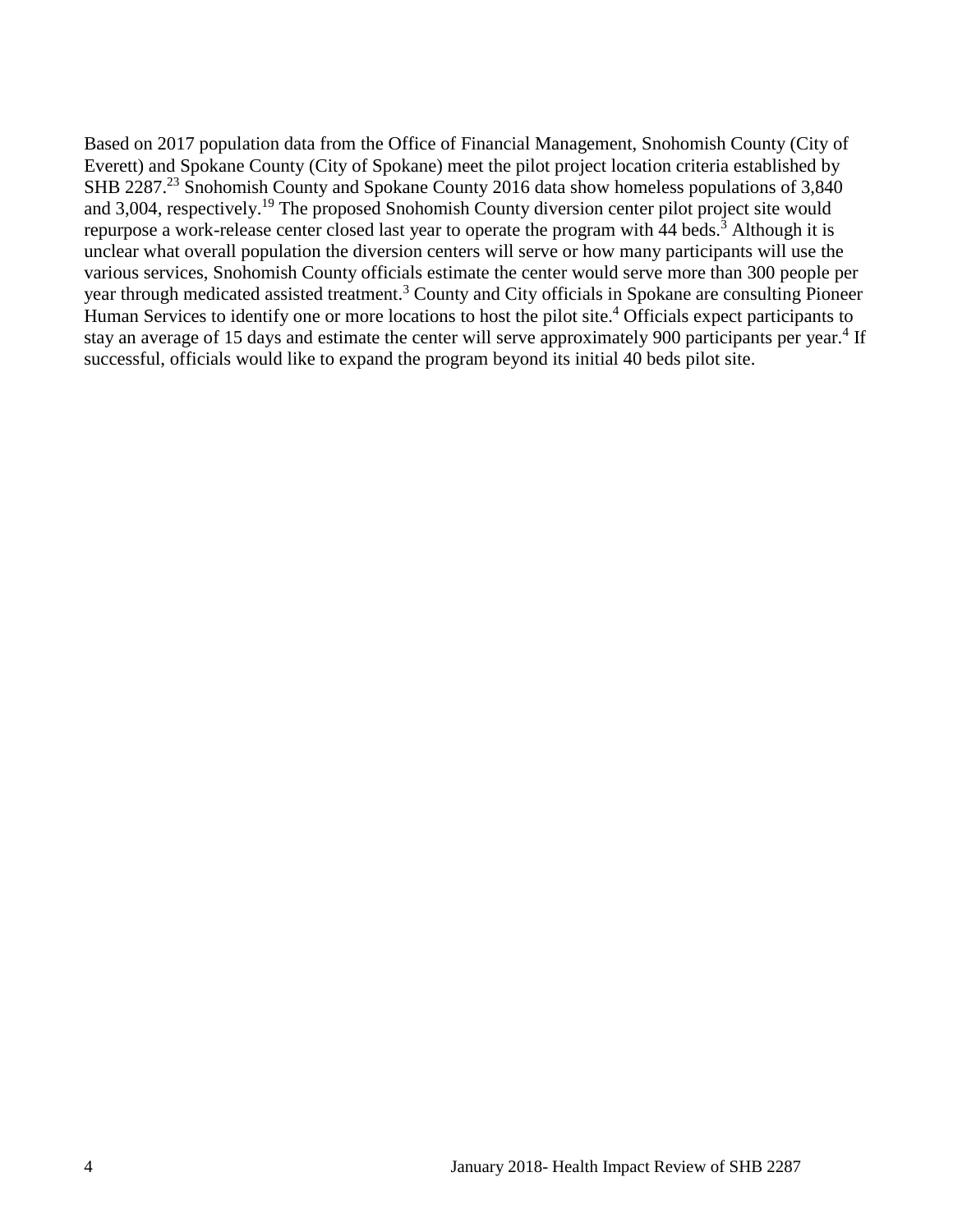Based on 2017 population data from the Office of Financial Management, Snohomish County (City of Everett) and Spokane County (City of Spokane) meet the pilot project location criteria established by SHB 2287.[23] Snohomish County and Spokane County 2016 data show homeless populations of 3,840 and 3,004, respectively.[19] The proposed Snohomish County diversion center pilot project site would repurpose a work-release center closed last year to operate the program with 44 beds.[3] Although it is unclear what overall population the diversion centers will serve or how many participants will use the various services, Snohomish County officials estimate the center would serve more than 300 people per year through medicated assisted treatment.[3] County and City officials in Spokane are consulting Pioneer Human Services to identify one or more locations to host the pilot site.[4] Officials expect participants to stay an average of 15 days and estimate the center will serve approximately 900 participants per year.[4] If successful, officials would like to expand the program beyond its initial 40 beds pilot site.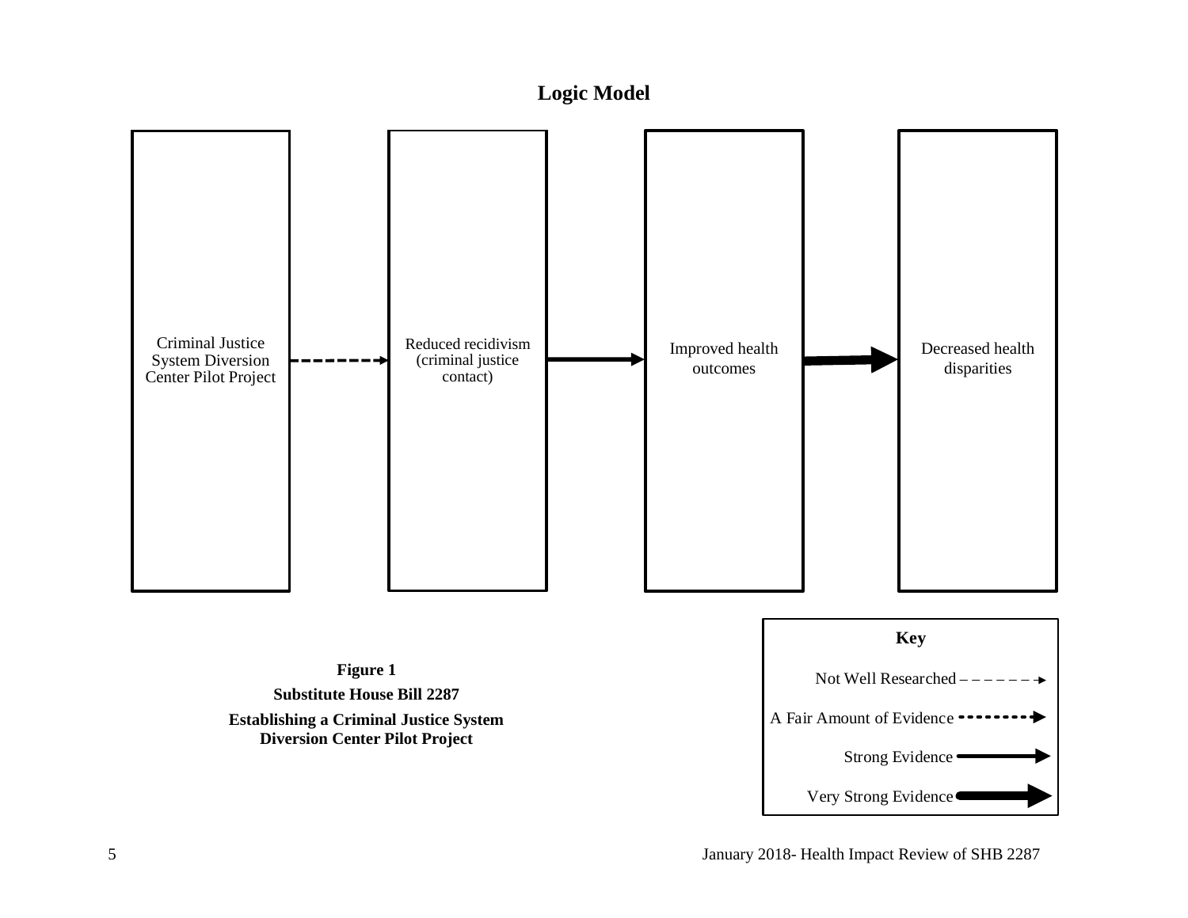## Logic Model

Criminal Justice System Diversion Center Pilot Project → Reduced recidivism (criminal justice contact) → Improved health outcomes → Decreased health disparities

**Key**

- Not Well Researched
- A Fair Amount of Evidence
- Strong Evidence
- Very Strong Evidence

**Figure 1**

**Substitute House Bill 2287**

**Establishing a Criminal Justice System Diversion Center Pilot Project**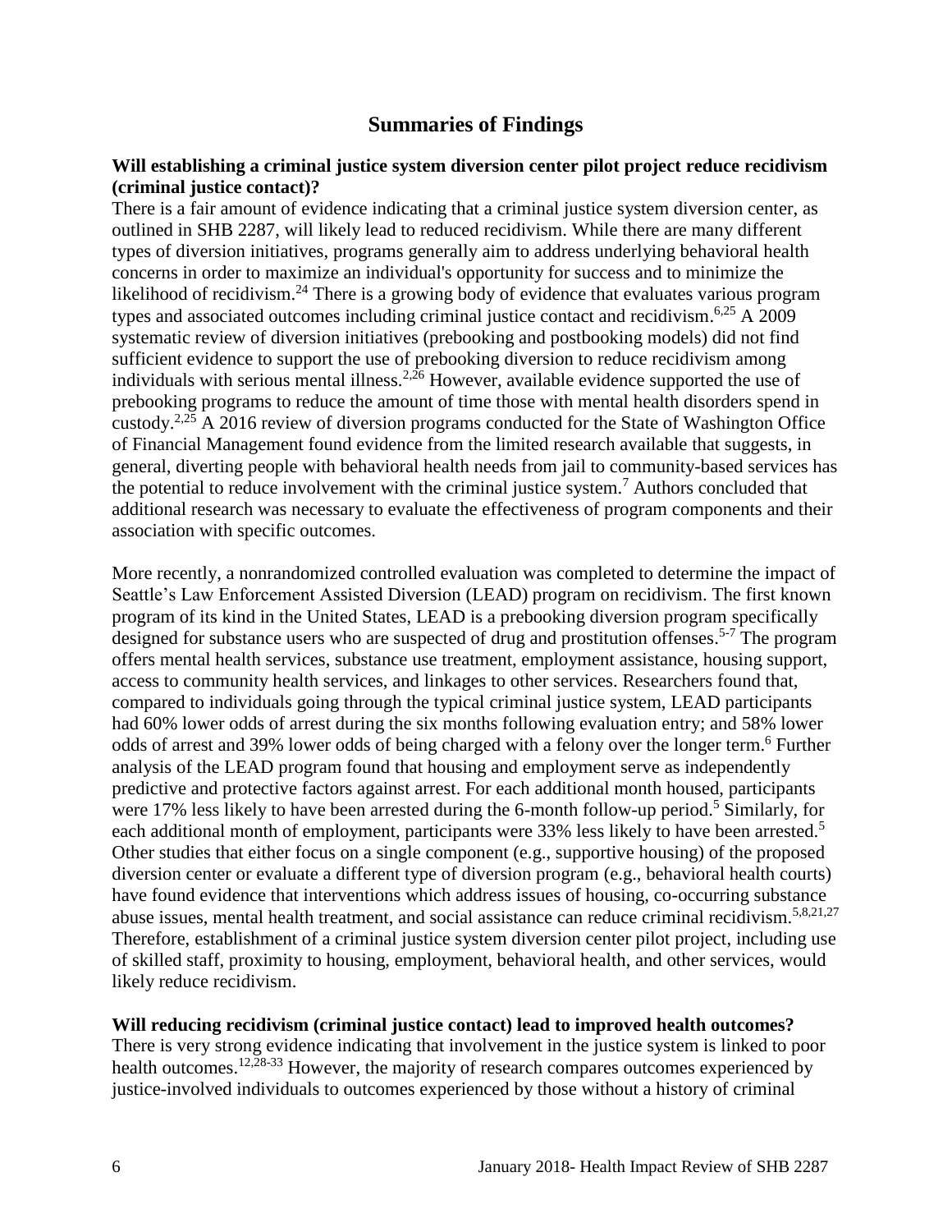## Summaries of Findings

**Will establishing a criminal justice system diversion center pilot project reduce recidivism (criminal justice contact)?**

There is a fair amount of evidence indicating that a criminal justice system diversion center, as outlined in SHB 2287, will likely lead to reduced recidivism. While there are many different types of diversion initiatives, programs generally aim to address underlying behavioral health concerns in order to maximize an individual's opportunity for success and to minimize the likelihood of recidivism.[24] There is a growing body of evidence that evaluates various program types and associated outcomes including criminal justice contact and recidivism.[6,25] A 2009 systematic review of diversion initiatives (prebooking and postbooking models) did not find sufficient evidence to support the use of prebooking diversion to reduce recidivism among individuals with serious mental illness.[2,26] However, available evidence supported the use of prebooking programs to reduce the amount of time those with mental health disorders spend in custody.[2,25] A 2016 review of diversion programs conducted for the State of Washington Office of Financial Management found evidence from the limited research available that suggests, in general, diverting people with behavioral health needs from jail to community-based services has the potential to reduce involvement with the criminal justice system.[7] Authors concluded that additional research was necessary to evaluate the effectiveness of program components and their association with specific outcomes.

More recently, a nonrandomized controlled evaluation was completed to determine the impact of Seattle's Law Enforcement Assisted Diversion (LEAD) program on recidivism. The first known program of its kind in the United States, LEAD is a prebooking diversion program specifically designed for substance users who are suspected of drug and prostitution offenses.[5-7] The program offers mental health services, substance use treatment, employment assistance, housing support, access to community health services, and linkages to other services. Researchers found that, compared to individuals going through the typical criminal justice system, LEAD participants had 60% lower odds of arrest during the six months following evaluation entry; and 58% lower odds of arrest and 39% lower odds of being charged with a felony over the longer term.[6] Further analysis of the LEAD program found that housing and employment serve as independently predictive and protective factors against arrest. For each additional month housed, participants were 17% less likely to have been arrested during the 6-month follow-up period.[5] Similarly, for each additional month of employment, participants were 33% less likely to have been arrested.[5] Other studies that either focus on a single component (e.g., supportive housing) of the proposed diversion center or evaluate a different type of diversion program (e.g., behavioral health courts) have found evidence that interventions which address issues of housing, co-occurring substance abuse issues, mental health treatment, and social assistance can reduce criminal recidivism.[5,8,21,27] Therefore, establishment of a criminal justice system diversion center pilot project, including use of skilled staff, proximity to housing, employment, behavioral health, and other services, would likely reduce recidivism.

**Will reducing recidivism (criminal justice contact) lead to improved health outcomes?**

There is very strong evidence indicating that involvement in the justice system is linked to poor health outcomes.[12,28-33] However, the majority of research compares outcomes experienced by justice-involved individuals to outcomes experienced by those without a history of criminal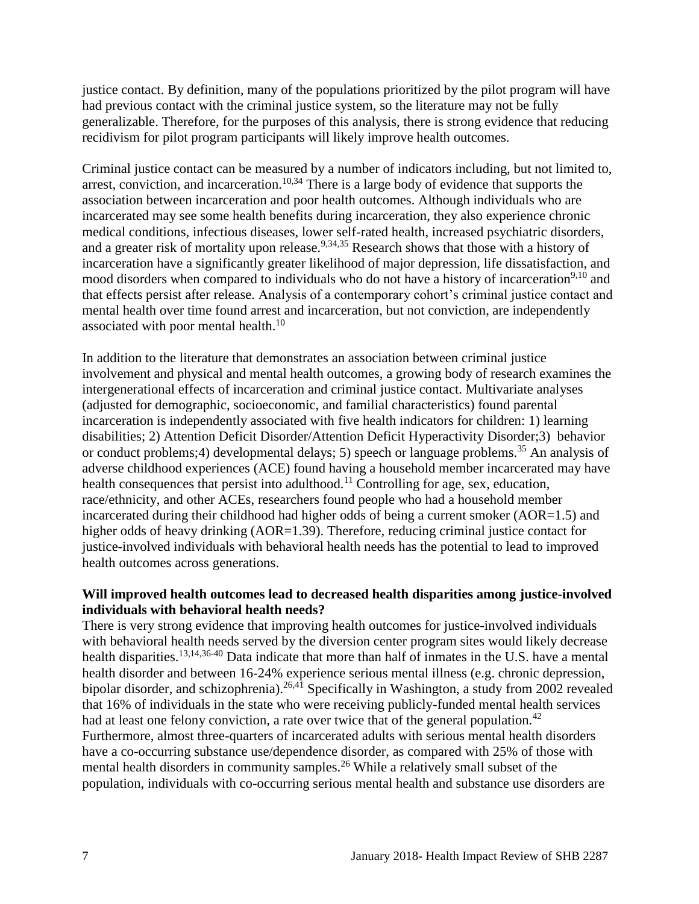justice contact. By definition, many of the populations prioritized by the pilot program will have had previous contact with the criminal justice system, so the literature may not be fully generalizable. Therefore, for the purposes of this analysis, there is strong evidence that reducing recidivism for pilot program participants will likely improve health outcomes.

Criminal justice contact can be measured by a number of indicators including, but not limited to, arrest, conviction, and incarceration.[10,34] There is a large body of evidence that supports the association between incarceration and poor health outcomes. Although individuals who are incarcerated may see some health benefits during incarceration, they also experience chronic medical conditions, infectious diseases, lower self-rated health, increased psychiatric disorders, and a greater risk of mortality upon release.[9,34,35] Research shows that those with a history of incarceration have a significantly greater likelihood of major depression, life dissatisfaction, and mood disorders when compared to individuals who do not have a history of incarceration[9,10] and that effects persist after release. Analysis of a contemporary cohort's criminal justice contact and mental health over time found arrest and incarceration, but not conviction, are independently associated with poor mental health.[10]

In addition to the literature that demonstrates an association between criminal justice involvement and physical and mental health outcomes, a growing body of research examines the intergenerational effects of incarceration and criminal justice contact. Multivariate analyses (adjusted for demographic, socioeconomic, and familial characteristics) found parental incarceration is independently associated with five health indicators for children: 1) learning disabilities; 2) Attention Deficit Disorder/Attention Deficit Hyperactivity Disorder;3) behavior or conduct problems;4) developmental delays; 5) speech or language problems.[35] An analysis of adverse childhood experiences (ACE) found having a household member incarcerated may have health consequences that persist into adulthood.[11] Controlling for age, sex, education, race/ethnicity, and other ACEs, researchers found people who had a household member incarcerated during their childhood had higher odds of being a current smoker (AOR=1.5) and higher odds of heavy drinking (AOR=1.39). Therefore, reducing criminal justice contact for justice-involved individuals with behavioral health needs has the potential to lead to improved health outcomes across generations.

**Will improved health outcomes lead to decreased health disparities among justice-involved individuals with behavioral health needs?**

There is very strong evidence that improving health outcomes for justice-involved individuals with behavioral health needs served by the diversion center program sites would likely decrease health disparities.[13,14,36-40] Data indicate that more than half of inmates in the U.S. have a mental health disorder and between 16-24% experience serious mental illness (e.g. chronic depression, bipolar disorder, and schizophrenia).[26,41] Specifically in Washington, a study from 2002 revealed that 16% of individuals in the state who were receiving publicly-funded mental health services had at least one felony conviction, a rate over twice that of the general population.[42] Furthermore, almost three-quarters of incarcerated adults with serious mental health disorders have a co-occurring substance use/dependence disorder, as compared with 25% of those with mental health disorders in community samples.[26] While a relatively small subset of the population, individuals with co-occurring serious mental health and substance use disorders are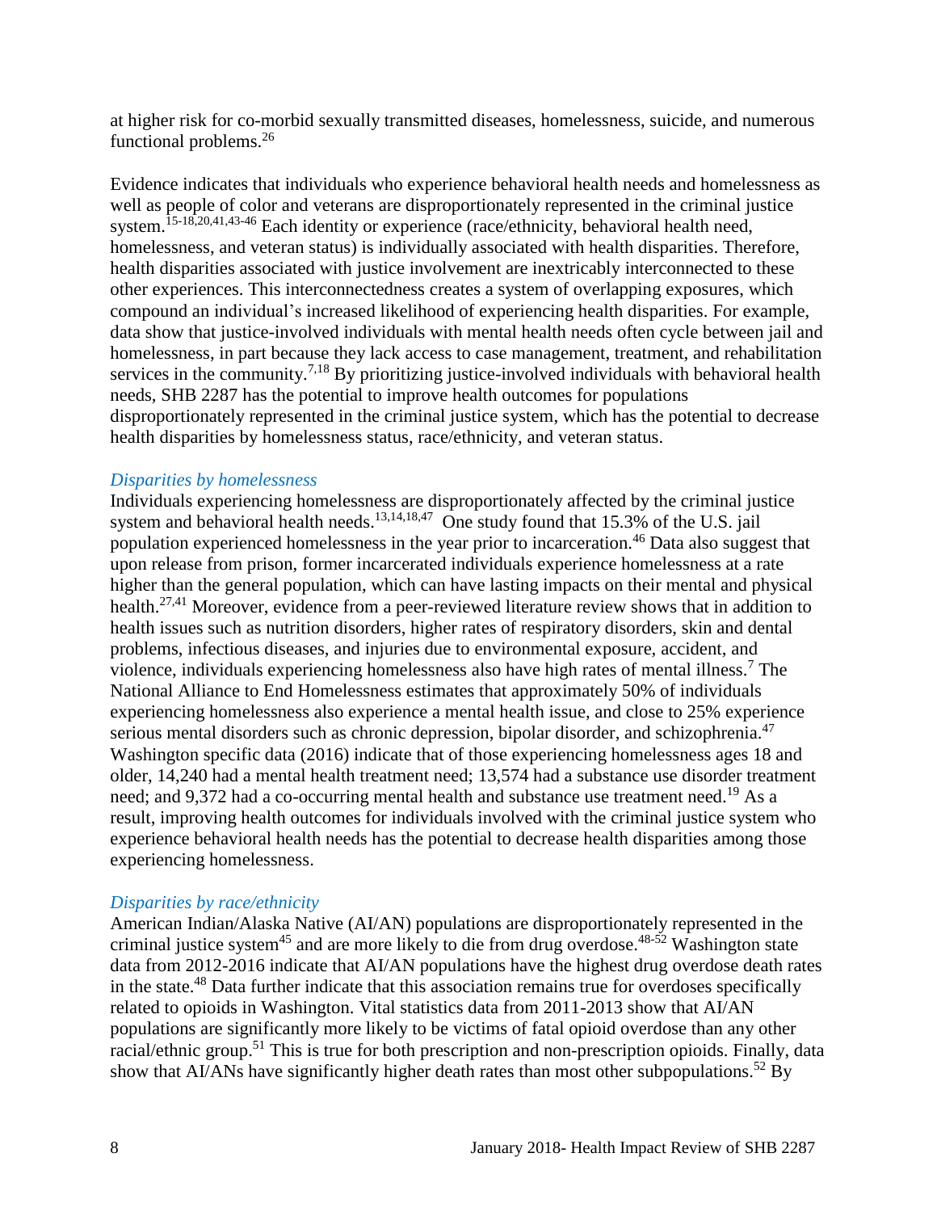at higher risk for co-morbid sexually transmitted diseases, homelessness, suicide, and numerous functional problems.[26]

Evidence indicates that individuals who experience behavioral health needs and homelessness as well as people of color and veterans are disproportionately represented in the criminal justice system.[15-18,20,41,43-46] Each identity or experience (race/ethnicity, behavioral health need, homelessness, and veteran status) is individually associated with health disparities. Therefore, health disparities associated with justice involvement are inextricably interconnected to these other experiences. This interconnectedness creates a system of overlapping exposures, which compound an individual's increased likelihood of experiencing health disparities. For example, data show that justice-involved individuals with mental health needs often cycle between jail and homelessness, in part because they lack access to case management, treatment, and rehabilitation services in the community.[7,18] By prioritizing justice-involved individuals with behavioral health needs, SHB 2287 has the potential to improve health outcomes for populations disproportionately represented in the criminal justice system, which has the potential to decrease health disparities by homelessness status, race/ethnicity, and veteran status.

*Disparities by homelessness*

Individuals experiencing homelessness are disproportionately affected by the criminal justice system and behavioral health needs.[13,14,18,47] One study found that 15.3% of the U.S. jail population experienced homelessness in the year prior to incarceration.[46] Data also suggest that upon release from prison, former incarcerated individuals experience homelessness at a rate higher than the general population, which can have lasting impacts on their mental and physical health.[27,41] Moreover, evidence from a peer-reviewed literature review shows that in addition to health issues such as nutrition disorders, higher rates of respiratory disorders, skin and dental problems, infectious diseases, and injuries due to environmental exposure, accident, and violence, individuals experiencing homelessness also have high rates of mental illness.[7] The National Alliance to End Homelessness estimates that approximately 50% of individuals experiencing homelessness also experience a mental health issue, and close to 25% experience serious mental disorders such as chronic depression, bipolar disorder, and schizophrenia.[47] Washington specific data (2016) indicate that of those experiencing homelessness ages 18 and older, 14,240 had a mental health treatment need; 13,574 had a substance use disorder treatment need; and 9,372 had a co-occurring mental health and substance use treatment need.[19] As a result, improving health outcomes for individuals involved with the criminal justice system who experience behavioral health needs has the potential to decrease health disparities among those experiencing homelessness.

*Disparities by race/ethnicity*

American Indian/Alaska Native (AI/AN) populations are disproportionately represented in the criminal justice system[45] and are more likely to die from drug overdose.[48-52] Washington state data from 2012-2016 indicate that AI/AN populations have the highest drug overdose death rates in the state.[48] Data further indicate that this association remains true for overdoses specifically related to opioids in Washington. Vital statistics data from 2011-2013 show that AI/AN populations are significantly more likely to be victims of fatal opioid overdose than any other racial/ethnic group.[51] This is true for both prescription and non-prescription opioids. Finally, data show that AI/ANs have significantly higher death rates than most other subpopulations.[52] By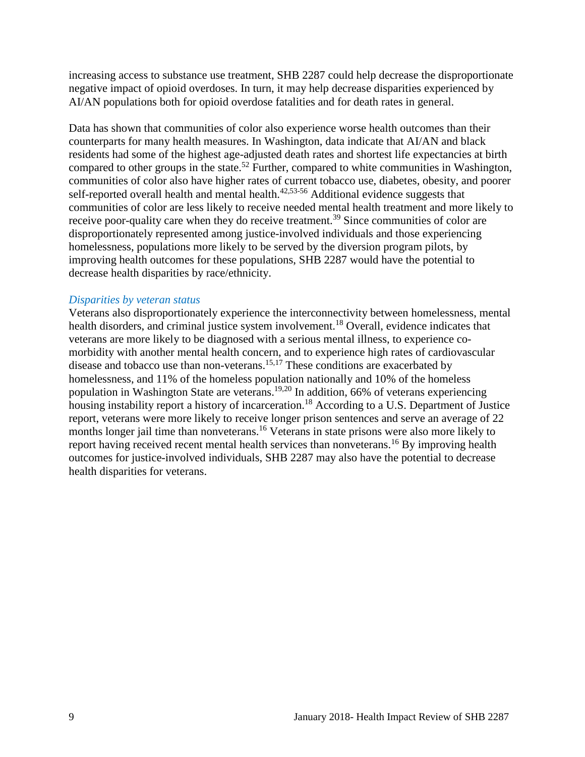increasing access to substance use treatment, SHB 2287 could help decrease the disproportionate negative impact of opioid overdoses. In turn, it may help decrease disparities experienced by AI/AN populations both for opioid overdose fatalities and for death rates in general.

Data has shown that communities of color also experience worse health outcomes than their counterparts for many health measures. In Washington, data indicate that AI/AN and black residents had some of the highest age-adjusted death rates and shortest life expectancies at birth compared to other groups in the state.[52] Further, compared to white communities in Washington, communities of color also have higher rates of current tobacco use, diabetes, obesity, and poorer self-reported overall health and mental health.[42,53-56] Additional evidence suggests that communities of color are less likely to receive needed mental health treatment and more likely to receive poor-quality care when they do receive treatment.[39] Since communities of color are disproportionately represented among justice-involved individuals and those experiencing homelessness, populations more likely to be served by the diversion program pilots, by improving health outcomes for these populations, SHB 2287 would have the potential to decrease health disparities by race/ethnicity.

#### *Disparities by veteran status*

Veterans also disproportionately experience the interconnectivity between homelessness, mental health disorders, and criminal justice system involvement.[18] Overall, evidence indicates that veterans are more likely to be diagnosed with a serious mental illness, to experience co-morbidity with another mental health concern, and to experience high rates of cardiovascular disease and tobacco use than non-veterans.[15,17] These conditions are exacerbated by homelessness, and 11% of the homeless population nationally and 10% of the homeless population in Washington State are veterans.[19,20] In addition, 66% of veterans experiencing housing instability report a history of incarceration.[18] According to a U.S. Department of Justice report, veterans were more likely to receive longer prison sentences and serve an average of 22 months longer jail time than nonveterans.[16] Veterans in state prisons were also more likely to report having received recent mental health services than nonveterans.[16] By improving health outcomes for justice-involved individuals, SHB 2287 may also have the potential to decrease health disparities for veterans.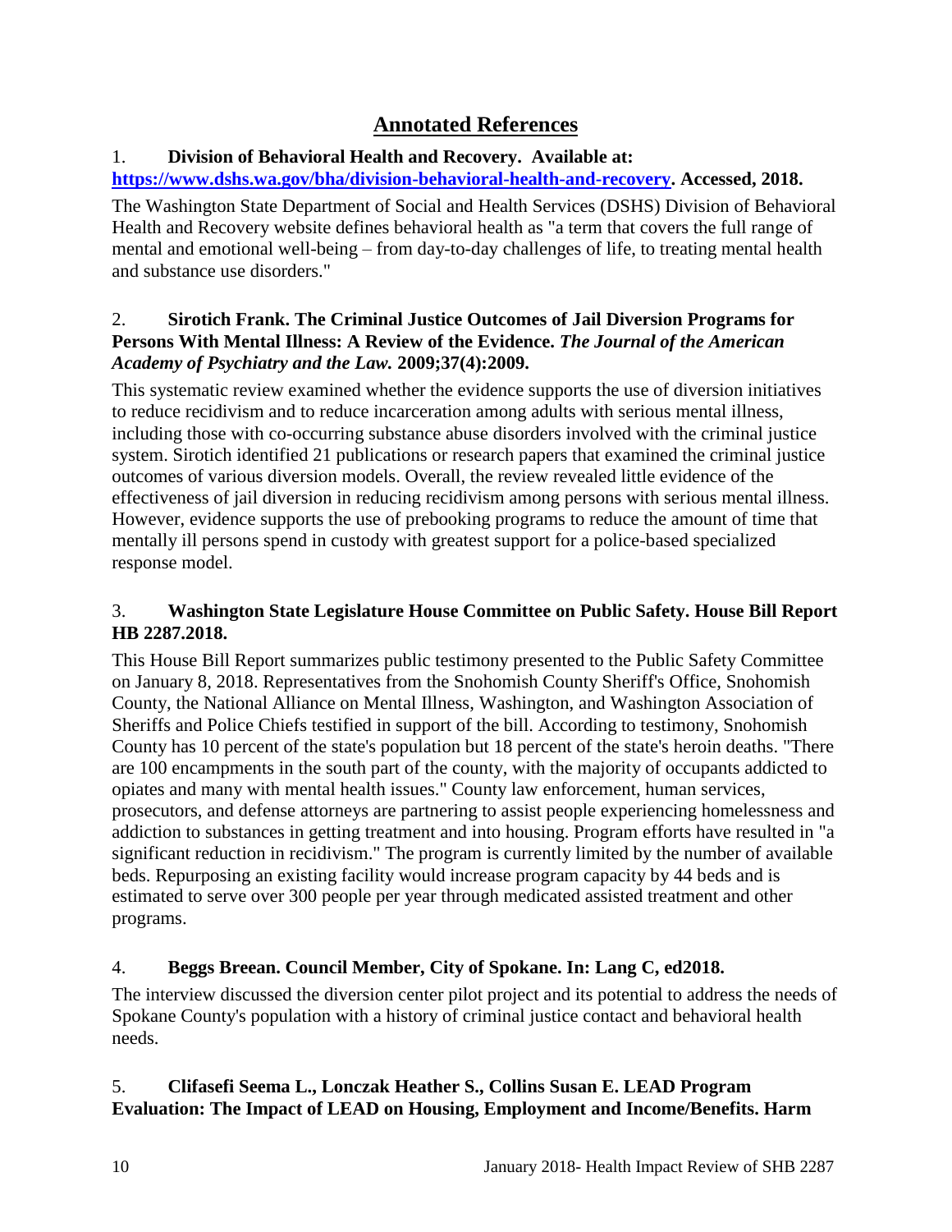## Annotated References

1. **Division of Behavioral Health and Recovery. Available at: [https://www.dshs.wa.gov/bha/division-behavioral-health-and-recovery](https://www.dshs.wa.gov/bha/division-behavioral-health-and-recovery). Accessed, 2018.**

The Washington State Department of Social and Health Services (DSHS) Division of Behavioral Health and Recovery website defines behavioral health as "a term that covers the full range of mental and emotional well-being – from day-to-day challenges of life, to treating mental health and substance use disorders."

2. **Sirotich Frank. The Criminal Justice Outcomes of Jail Diversion Programs for Persons With Mental Illness: A Review of the Evidence. *The Journal of the American Academy of Psychiatry and the Law.* 2009;37(4):2009.**

This systematic review examined whether the evidence supports the use of diversion initiatives to reduce recidivism and to reduce incarceration among adults with serious mental illness, including those with co-occurring substance abuse disorders involved with the criminal justice system. Sirotich identified 21 publications or research papers that examined the criminal justice outcomes of various diversion models. Overall, the review revealed little evidence of the effectiveness of jail diversion in reducing recidivism among persons with serious mental illness. However, evidence supports the use of prebooking programs to reduce the amount of time that mentally ill persons spend in custody with greatest support for a police-based specialized response model.

3. **Washington State Legislature House Committee on Public Safety. House Bill Report HB 2287.2018.**

This House Bill Report summarizes public testimony presented to the Public Safety Committee on January 8, 2018. Representatives from the Snohomish County Sheriff's Office, Snohomish County, the National Alliance on Mental Illness, Washington, and Washington Association of Sheriffs and Police Chiefs testified in support of the bill. According to testimony, Snohomish County has 10 percent of the state's population but 18 percent of the state's heroin deaths. "There are 100 encampments in the south part of the county, with the majority of occupants addicted to opiates and many with mental health issues." County law enforcement, human services, prosecutors, and defense attorneys are partnering to assist people experiencing homelessness and addiction to substances in getting treatment and into housing. Program efforts have resulted in "a significant reduction in recidivism." The program is currently limited by the number of available beds. Repurposing an existing facility would increase program capacity by 44 beds and is estimated to serve over 300 people per year through medicated assisted treatment and other programs.

4. **Beggs Breean. Council Member, City of Spokane. In: Lang C, ed2018.**

The interview discussed the diversion center pilot project and its potential to address the needs of Spokane County's population with a history of criminal justice contact and behavioral health needs.

5. **Clifasefi Seema L., Lonczak Heather S., Collins Susan E. LEAD Program Evaluation: The Impact of LEAD on Housing, Employment and Income/Benefits. Harm**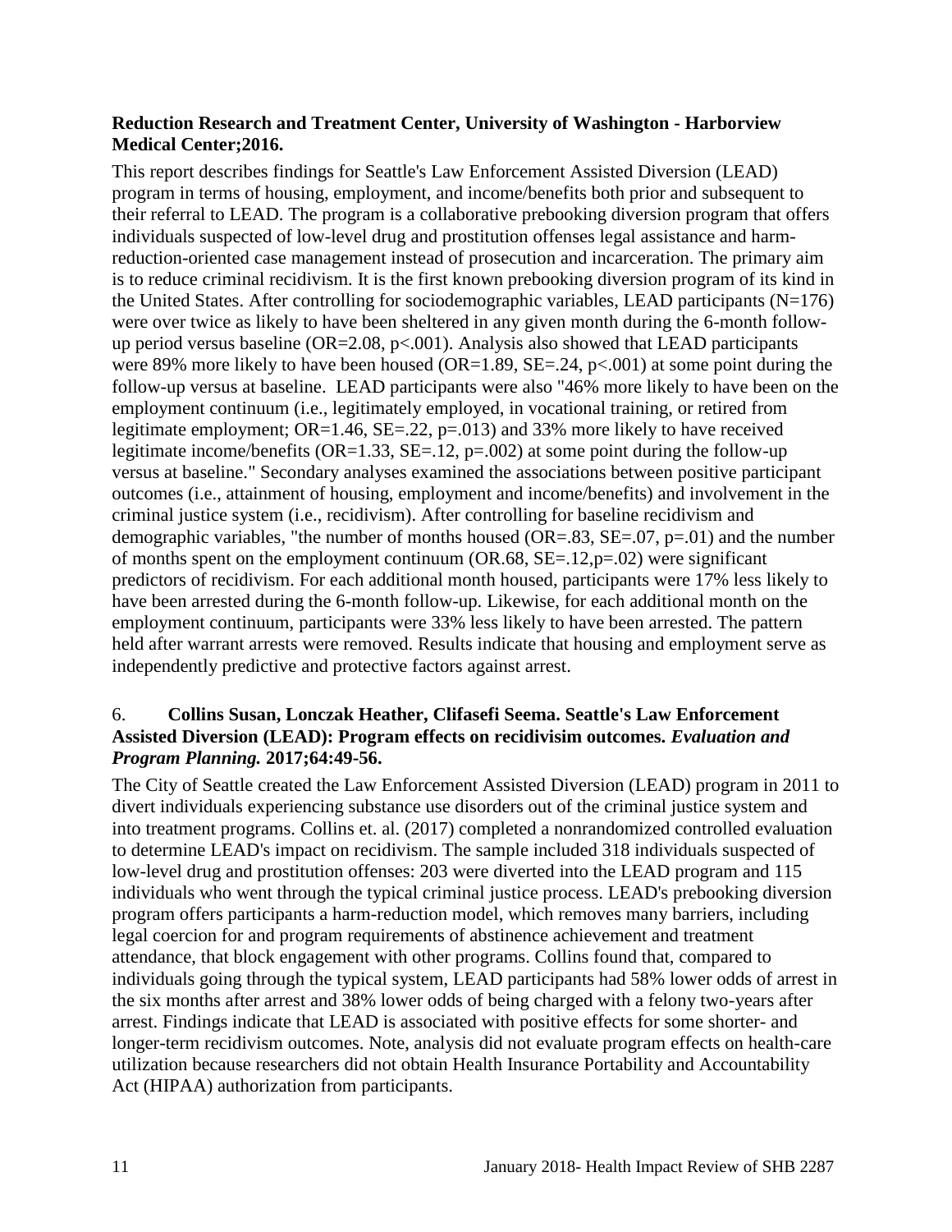**Reduction Research and Treatment Center, University of Washington - Harborview Medical Center;2016.**

This report describes findings for Seattle's Law Enforcement Assisted Diversion (LEAD) program in terms of housing, employment, and income/benefits both prior and subsequent to their referral to LEAD. The program is a collaborative prebooking diversion program that offers individuals suspected of low-level drug and prostitution offenses legal assistance and harm-reduction-oriented case management instead of prosecution and incarceration. The primary aim is to reduce criminal recidivism. It is the first known prebooking diversion program of its kind in the United States. After controlling for sociodemographic variables, LEAD participants (N=176) were over twice as likely to have been sheltered in any given month during the 6-month follow-up period versus baseline (OR=2.08, p<.001). Analysis also showed that LEAD participants were 89% more likely to have been housed (OR=1.89, SE=.24, p<.001) at some point during the follow-up versus at baseline. LEAD participants were also "46% more likely to have been on the employment continuum (i.e., legitimately employed, in vocational training, or retired from legitimate employment; OR=1.46, SE=.22, p=.013) and 33% more likely to have received legitimate income/benefits (OR=1.33, SE=.12, p=.002) at some point during the follow-up versus at baseline." Secondary analyses examined the associations between positive participant outcomes (i.e., attainment of housing, employment and income/benefits) and involvement in the criminal justice system (i.e., recidivism). After controlling for baseline recidivism and demographic variables, "the number of months housed (OR=.83, SE=.07, p=.01) and the number of months spent on the employment continuum (OR.68, SE=.12,p=.02) were significant predictors of recidivism. For each additional month housed, participants were 17% less likely to have been arrested during the 6-month follow-up. Likewise, for each additional month on the employment continuum, participants were 33% less likely to have been arrested. The pattern held after warrant arrests were removed. Results indicate that housing and employment serve as independently predictive and protective factors against arrest.

6. **Collins Susan, Lonczak Heather, Clifasefi Seema. Seattle's Law Enforcement Assisted Diversion (LEAD): Program effects on recidivisim outcomes. *Evaluation and Program Planning.* 2017;64:49-56.**

The City of Seattle created the Law Enforcement Assisted Diversion (LEAD) program in 2011 to divert individuals experiencing substance use disorders out of the criminal justice system and into treatment programs. Collins et. al. (2017) completed a nonrandomized controlled evaluation to determine LEAD's impact on recidivism. The sample included 318 individuals suspected of low-level drug and prostitution offenses: 203 were diverted into the LEAD program and 115 individuals who went through the typical criminal justice process. LEAD's prebooking diversion program offers participants a harm-reduction model, which removes many barriers, including legal coercion for and program requirements of abstinence achievement and treatment attendance, that block engagement with other programs. Collins found that, compared to individuals going through the typical system, LEAD participants had 58% lower odds of arrest in the six months after arrest and 38% lower odds of being charged with a felony two-years after arrest. Findings indicate that LEAD is associated with positive effects for some shorter- and longer-term recidivism outcomes. Note, analysis did not evaluate program effects on health-care utilization because researchers did not obtain Health Insurance Portability and Accountability Act (HIPAA) authorization from participants.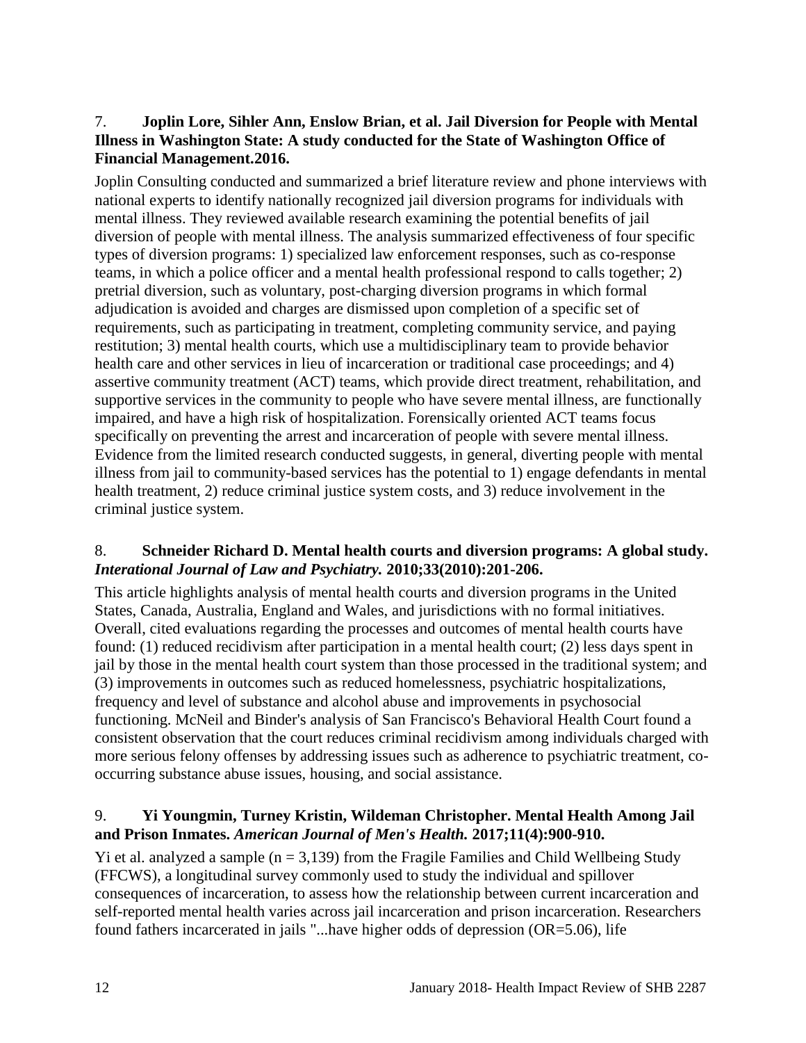7. **Joplin Lore, Sihler Ann, Enslow Brian, et al. Jail Diversion for People with Mental Illness in Washington State: A study conducted for the State of Washington Office of Financial Management.2016.**

Joplin Consulting conducted and summarized a brief literature review and phone interviews with national experts to identify nationally recognized jail diversion programs for individuals with mental illness. They reviewed available research examining the potential benefits of jail diversion of people with mental illness. The analysis summarized effectiveness of four specific types of diversion programs: 1) specialized law enforcement responses, such as co-response teams, in which a police officer and a mental health professional respond to calls together; 2) pretrial diversion, such as voluntary, post-charging diversion programs in which formal adjudication is avoided and charges are dismissed upon completion of a specific set of requirements, such as participating in treatment, completing community service, and paying restitution; 3) mental health courts, which use a multidisciplinary team to provide behavior health care and other services in lieu of incarceration or traditional case proceedings; and 4) assertive community treatment (ACT) teams, which provide direct treatment, rehabilitation, and supportive services in the community to people who have severe mental illness, are functionally impaired, and have a high risk of hospitalization. Forensically oriented ACT teams focus specifically on preventing the arrest and incarceration of people with severe mental illness. Evidence from the limited research conducted suggests, in general, diverting people with mental illness from jail to community-based services has the potential to 1) engage defendants in mental health treatment, 2) reduce criminal justice system costs, and 3) reduce involvement in the criminal justice system.

8. **Schneider Richard D. Mental health courts and diversion programs: A global study. *Interational Journal of Law and Psychiatry.* 2010;33(2010):201-206.**

This article highlights analysis of mental health courts and diversion programs in the United States, Canada, Australia, England and Wales, and jurisdictions with no formal initiatives. Overall, cited evaluations regarding the processes and outcomes of mental health courts have found: (1) reduced recidivism after participation in a mental health court; (2) less days spent in jail by those in the mental health court system than those processed in the traditional system; and (3) improvements in outcomes such as reduced homelessness, psychiatric hospitalizations, frequency and level of substance and alcohol abuse and improvements in psychosocial functioning. McNeil and Binder's analysis of San Francisco's Behavioral Health Court found a consistent observation that the court reduces criminal recidivism among individuals charged with more serious felony offenses by addressing issues such as adherence to psychiatric treatment, co-occurring substance abuse issues, housing, and social assistance.

9. **Yi Youngmin, Turney Kristin, Wildeman Christopher. Mental Health Among Jail and Prison Inmates. *American Journal of Men's Health.* 2017;11(4):900-910.**

Yi et al. analyzed a sample (n = 3,139) from the Fragile Families and Child Wellbeing Study (FFCWS), a longitudinal survey commonly used to study the individual and spillover consequences of incarceration, to assess how the relationship between current incarceration and self-reported mental health varies across jail incarceration and prison incarceration. Researchers found fathers incarcerated in jails "...have higher odds of depression (OR=5.06), life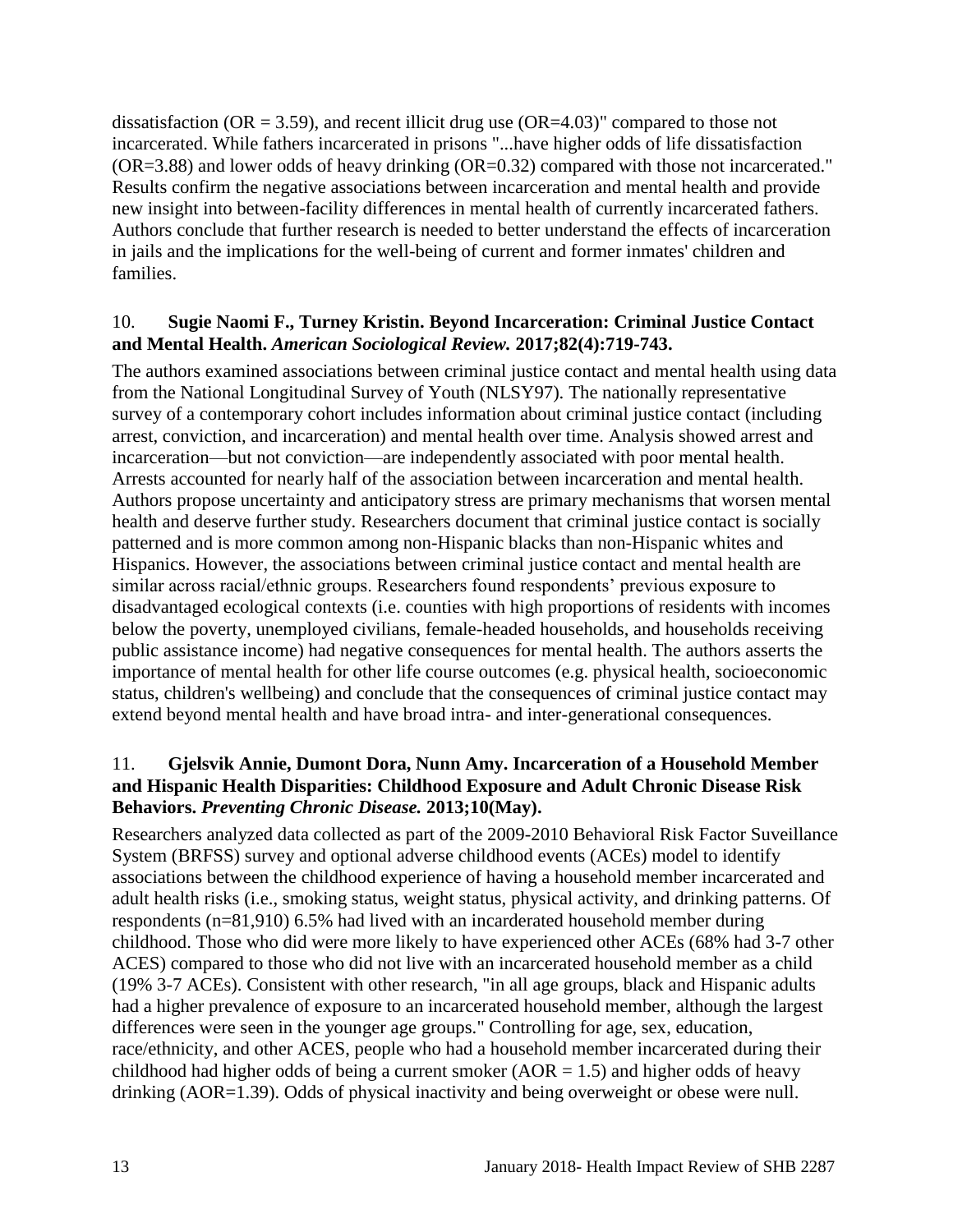dissatisfaction (OR = 3.59), and recent illicit drug use (OR=4.03)" compared to those not incarcerated. While fathers incarcerated in prisons "...have higher odds of life dissatisfaction (OR=3.88) and lower odds of heavy drinking (OR=0.32) compared with those not incarcerated." Results confirm the negative associations between incarceration and mental health and provide new insight into between-facility differences in mental health of currently incarcerated fathers. Authors conclude that further research is needed to better understand the effects of incarceration in jails and the implications for the well-being of current and former inmates' children and families.

10. **Sugie Naomi F., Turney Kristin. Beyond Incarceration: Criminal Justice Contact and Mental Health.** ***American Sociological Review.*** **2017;82(4):719-743.**

The authors examined associations between criminal justice contact and mental health using data from the National Longitudinal Survey of Youth (NLSY97). The nationally representative survey of a contemporary cohort includes information about criminal justice contact (including arrest, conviction, and incarceration) and mental health over time. Analysis showed arrest and incarceration—but not conviction—are independently associated with poor mental health. Arrests accounted for nearly half of the association between incarceration and mental health. Authors propose uncertainty and anticipatory stress are primary mechanisms that worsen mental health and deserve further study. Researchers document that criminal justice contact is socially patterned and is more common among non-Hispanic blacks than non-Hispanic whites and Hispanics. However, the associations between criminal justice contact and mental health are similar across racial/ethnic groups. Researchers found respondents' previous exposure to disadvantaged ecological contexts (i.e. counties with high proportions of residents with incomes below the poverty, unemployed civilians, female-headed households, and households receiving public assistance income) had negative consequences for mental health. The authors asserts the importance of mental health for other life course outcomes (e.g. physical health, socioeconomic status, children's wellbeing) and conclude that the consequences of criminal justice contact may extend beyond mental health and have broad intra- and inter-generational consequences.

11. **Gjelsvik Annie, Dumont Dora, Nunn Amy. Incarceration of a Household Member and Hispanic Health Disparities: Childhood Exposure and Adult Chronic Disease Risk Behaviors.** ***Preventing Chronic Disease.*** **2013;10(May).**

Researchers analyzed data collected as part of the 2009-2010 Behavioral Risk Factor Suveillance System (BRFSS) survey and optional adverse childhood events (ACEs) model to identify associations between the childhood experience of having a household member incarcerated and adult health risks (i.e., smoking status, weight status, physical activity, and drinking patterns. Of respondents (n=81,910) 6.5% had lived with an incarderated household member during childhood. Those who did were more likely to have experienced other ACEs (68% had 3-7 other ACES) compared to those who did not live with an incarcerated household member as a child (19% 3-7 ACEs). Consistent with other research, "in all age groups, black and Hispanic adults had a higher prevalence of exposure to an incarcerated household member, although the largest differences were seen in the younger age groups." Controlling for age, sex, education, race/ethnicity, and other ACES, people who had a household member incarcerated during their childhood had higher odds of being a current smoker (AOR = 1.5) and higher odds of heavy drinking (AOR=1.39). Odds of physical inactivity and being overweight or obese were null.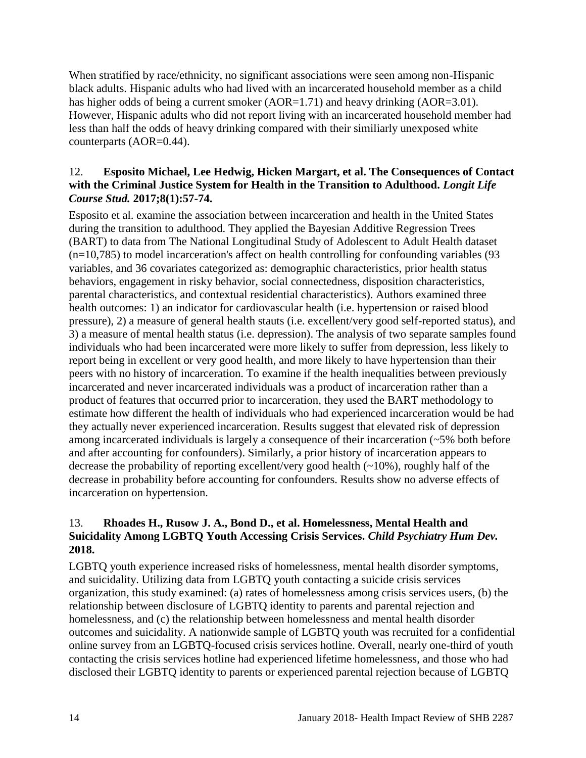When stratified by race/ethnicity, no significant associations were seen among non-Hispanic black adults. Hispanic adults who had lived with an incarcerated household member as a child has higher odds of being a current smoker (AOR=1.71) and heavy drinking (AOR=3.01). However, Hispanic adults who did not report living with an incarcerated household member had less than half the odds of heavy drinking compared with their similiarly unexposed white counterparts (AOR=0.44).

12. **Esposito Michael, Lee Hedwig, Hicken Margaret, et al. The Consequences of Contact with the Criminal Justice System for Health in the Transition to Adulthood. *Longit Life Course Stud.* 2017;8(1):57-74.**

Esposito et al. examine the association between incarceration and health in the United States during the transition to adulthood. They applied the Bayesian Additive Regression Trees (BART) to data from The National Longitudinal Study of Adolescent to Adult Health dataset (n=10,785) to model incarceration's affect on health controlling for confounding variables (93 variables, and 36 covariates categorized as: demographic characteristics, prior health status behaviors, engagement in risky behavior, social connectedness, disposition characteristics, parental characteristics, and contextual residential characteristics). Authors examined three health outcomes: 1) an indicator for cardiovascular health (i.e. hypertension or raised blood pressure), 2) a measure of general health stauts (i.e. excellent/very good self-reported status), and 3) a measure of mental health status (i.e. depression). The analysis of two separate samples found individuals who had been incarcerated were more likely to suffer from depression, less likely to report being in excellent or very good health, and more likely to have hypertension than their peers with no history of incarceration. To examine if the health inequalities between previously incarcerated and never incarcerated individuals was a product of incarceration rather than a product of features that occurred prior to incarceration, they used the BART methodology to estimate how different the health of individuals who had experienced incarceration would be had they actually never experienced incarceration. Results suggest that elevated risk of depression among incarcerated individuals is largely a consequence of their incarceration (~5% both before and after accounting for confounders). Similarly, a prior history of incarceration appears to decrease the probability of reporting excellent/very good health (~10%), roughly half of the decrease in probability before accounting for confounders. Results show no adverse effects of incarceration on hypertension.

13. **Rhoades H., Rusow J. A., Bond D., et al. Homelessness, Mental Health and Suicidality Among LGBTQ Youth Accessing Crisis Services. *Child Psychiatry Hum Dev.* 2018.**

LGBTQ youth experience increased risks of homelessness, mental health disorder symptoms, and suicidality. Utilizing data from LGBTQ youth contacting a suicide crisis services organization, this study examined: (a) rates of homelessness among crisis services users, (b) the relationship between disclosure of LGBTQ identity to parents and parental rejection and homelessness, and (c) the relationship between homelessness and mental health disorder outcomes and suicidality. A nationwide sample of LGBTQ youth was recruited for a confidential online survey from an LGBTQ-focused crisis services hotline. Overall, nearly one-third of youth contacting the crisis services hotline had experienced lifetime homelessness, and those who had disclosed their LGBTQ identity to parents or experienced parental rejection because of LGBTQ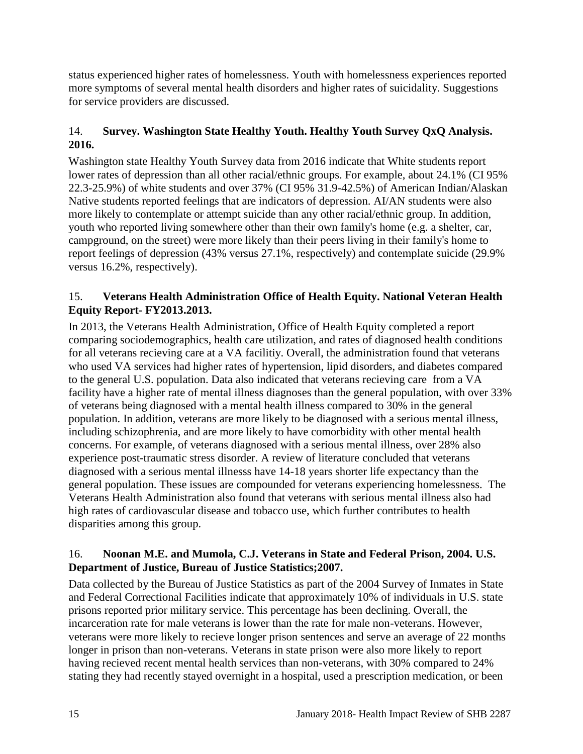status experienced higher rates of homelessness. Youth with homelessness experiences reported more symptoms of several mental health disorders and higher rates of suicidality. Suggestions for service providers are discussed.

14. **Survey. Washington State Healthy Youth. Healthy Youth Survey QxQ Analysis. 2016.**

Washington state Healthy Youth Survey data from 2016 indicate that White students report lower rates of depression than all other racial/ethnic groups. For example, about 24.1% (CI 95% 22.3-25.9%) of white students and over 37% (CI 95% 31.9-42.5%) of American Indian/Alaskan Native students reported feelings that are indicators of depression. AI/AN students were also more likely to contemplate or attempt suicide than any other racial/ethnic group. In addition, youth who reported living somewhere other than their own family's home (e.g. a shelter, car, campground, on the street) were more likely than their peers living in their family's home to report feelings of depression (43% versus 27.1%, respectively) and contemplate suicide (29.9% versus 16.2%, respectively).

15. **Veterans Health Administration Office of Health Equity. National Veteran Health Equity Report- FY2013.2013.**

In 2013, the Veterans Health Administration, Office of Health Equity completed a report comparing sociodemographics, health care utilization, and rates of diagnosed health conditions for all veterans recieving care at a VA facilitiy. Overall, the administration found that veterans who used VA services had higher rates of hypertension, lipid disorders, and diabetes compared to the general U.S. population. Data also indicated that veterans recieving care from a VA facility have a higher rate of mental illness diagnoses than the general population, with over 33% of veterans being diagnosed with a mental health illness compared to 30% in the general population. In addition, veterans are more likely to be diagnosed with a serious mental illness, including schizophrenia, and are more likely to have comorbidity with other mental health concerns. For example, of veterans diagnosed with a serious mental illness, over 28% also experience post-traumatic stress disorder. A review of literature concluded that veterans diagnosed with a serious mental illnesss have 14-18 years shorter life expectancy than the general population. These issues are compounded for veterans experiencing homelessness. The Veterans Health Administration also found that veterans with serious mental illness also had high rates of cardiovascular disease and tobacco use, which further contributes to health disparities among this group.

16. **Noonan M.E. and Mumola, C.J. Veterans in State and Federal Prison, 2004. U.S. Department of Justice, Bureau of Justice Statistics;2007.**

Data collected by the Bureau of Justice Statistics as part of the 2004 Survey of Inmates in State and Federal Correctional Facilities indicate that approximately 10% of individuals in U.S. state prisons reported prior military service. This percentage has been declining. Overall, the incarceration rate for male veterans is lower than the rate for male non-veterans. However, veterans were more likely to recieve longer prison sentences and serve an average of 22 months longer in prison than non-veterans. Veterans in state prison were also more likely to report having recieved recent mental health services than non-veterans, with 30% compared to 24% stating they had recently stayed overnight in a hospital, used a prescription medication, or been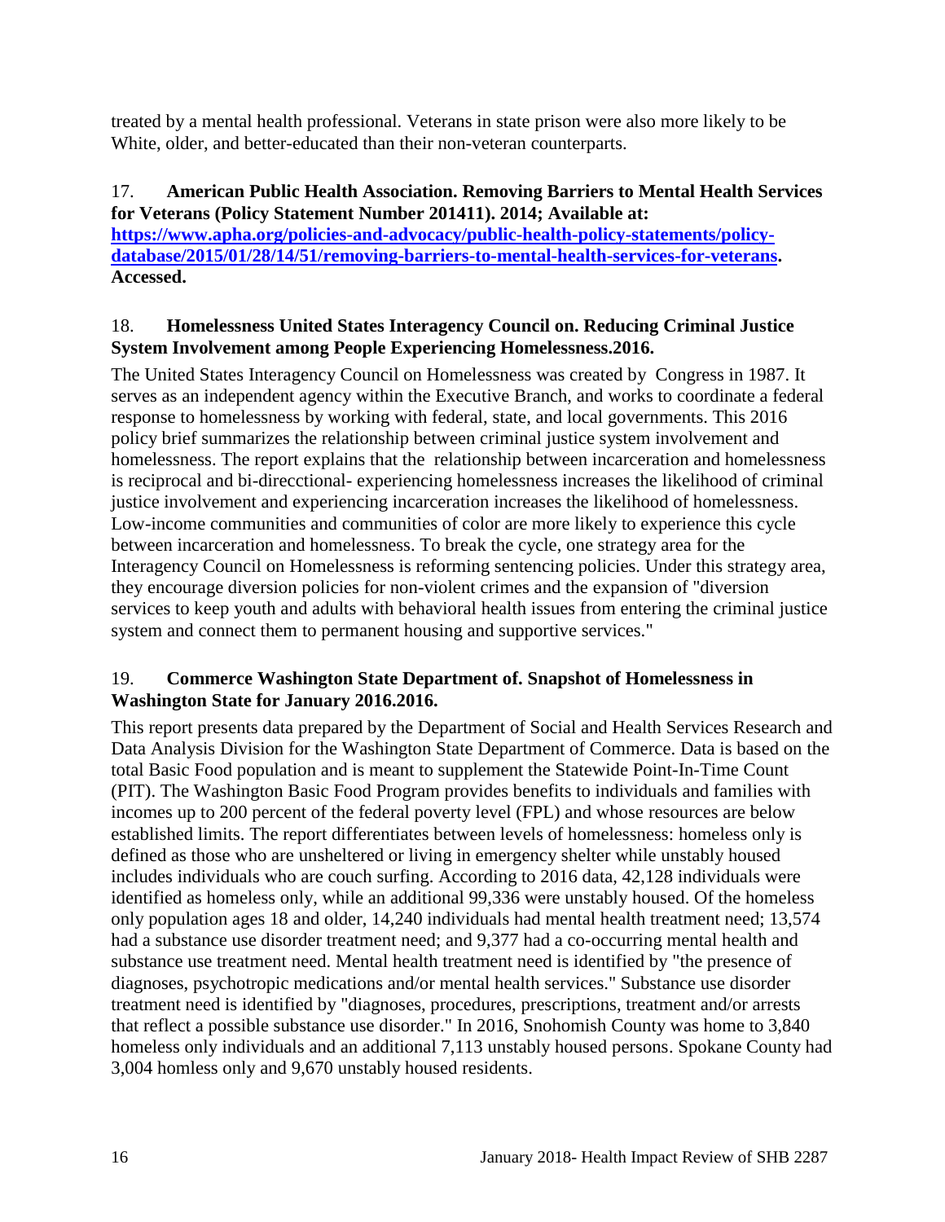treated by a mental health professional. Veterans in state prison were also more likely to be White, older, and better-educated than their non-veteran counterparts.

17. **American Public Health Association. Removing Barriers to Mental Health Services for Veterans (Policy Statement Number 201411). 2014; Available at: [https://www.apha.org/policies-and-advocacy/public-health-policy-statements/policy-database/2015/01/28/14/51/removing-barriers-to-mental-health-services-for-veterans](https://www.apha.org/policies-and-advocacy/public-health-policy-statements/policy-database/2015/01/28/14/51/removing-barriers-to-mental-health-services-for-veterans). Accessed.**

18. **Homelessness United States Interagency Council on. Reducing Criminal Justice System Involvement among People Experiencing Homelessness.2016.**

The United States Interagency Council on Homelessness was created by Congress in 1987. It serves as an independent agency within the Executive Branch, and works to coordinate a federal response to homelessness by working with federal, state, and local governments. This 2016 policy brief summarizes the relationship between criminal justice system involvement and homelessness. The report explains that the relationship between incarceration and homelessness is reciprocal and bi-direcctional- experiencing homelessness increases the likelihood of criminal justice involvement and experiencing incarceration increases the likelihood of homelessness. Low-income communities and communities of color are more likely to experience this cycle between incarceration and homelessness. To break the cycle, one strategy area for the Interagency Council on Homelessness is reforming sentencing policies. Under this strategy area, they encourage diversion policies for non-violent crimes and the expansion of "diversion services to keep youth and adults with behavioral health issues from entering the criminal justice system and connect them to permanent housing and supportive services."

19. **Commerce Washington State Department of. Snapshot of Homelessness in Washington State for January 2016.2016.**

This report presents data prepared by the Department of Social and Health Services Research and Data Analysis Division for the Washington State Department of Commerce. Data is based on the total Basic Food population and is meant to supplement the Statewide Point-In-Time Count (PIT). The Washington Basic Food Program provides benefits to individuals and families with incomes up to 200 percent of the federal poverty level (FPL) and whose resources are below established limits. The report differentiates between levels of homelessness: homeless only is defined as those who are unsheltered or living in emergency shelter while unstably housed includes individuals who are couch surfing. According to 2016 data, 42,128 individuals were identified as homeless only, while an additional 99,336 were unstably housed. Of the homeless only population ages 18 and older, 14,240 individuals had mental health treatment need; 13,574 had a substance use disorder treatment need; and 9,377 had a co-occurring mental health and substance use treatment need. Mental health treatment need is identified by "the presence of diagnoses, psychotropic medications and/or mental health services." Substance use disorder treatment need is identified by "diagnoses, procedures, prescriptions, treatment and/or arrests that reflect a possible substance use disorder." In 2016, Snohomish County was home to 3,840 homeless only individuals and an additional 7,113 unstably housed persons. Spokane County had 3,004 homless only and 9,670 unstably housed residents.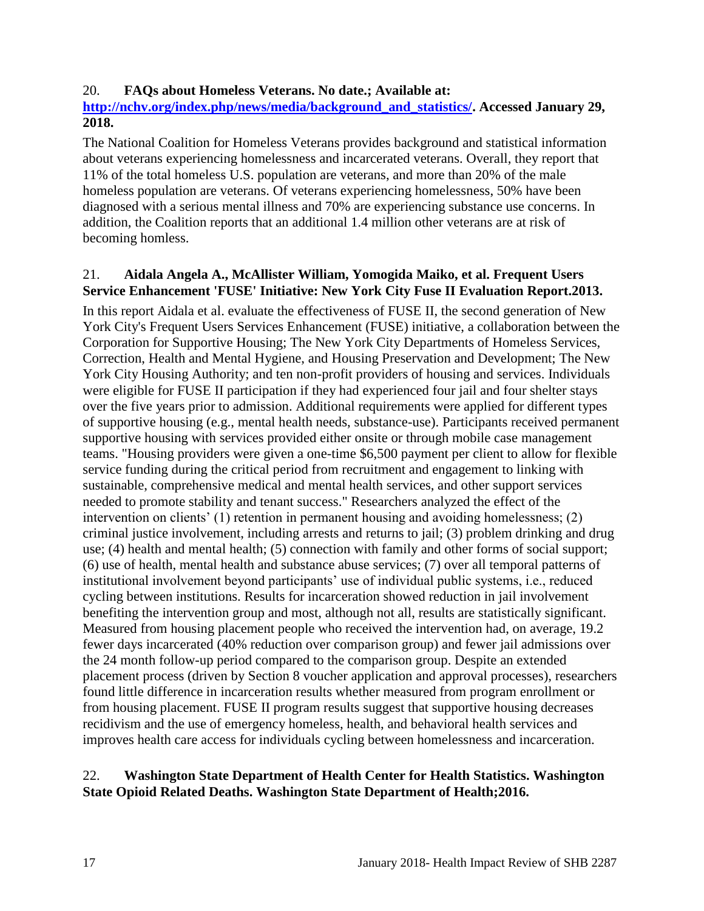20. **FAQs about Homeless Veterans. No date.; Available at: [http://nchv.org/index.php/news/media/background_and_statistics/](http://nchv.org/index.php/news/media/background_and_statistics/). Accessed January 29, 2018.**

The National Coalition for Homeless Veterans provides background and statistical information about veterans experiencing homelessness and incarcerated veterans. Overall, they report that 11% of the total homeless U.S. population are veterans, and more than 20% of the male homeless population are veterans. Of veterans experiencing homelessness, 50% have been diagnosed with a serious mental illness and 70% are experiencing substance use concerns. In addition, the Coalition reports that an additional 1.4 million other veterans are at risk of becoming homless.

21. **Aidala Angela A., McAllister William, Yomogida Maiko, et al. Frequent Users Service Enhancement 'FUSE' Initiative: New York City Fuse II Evaluation Report.2013.**

In this report Aidala et al. evaluate the effectiveness of FUSE II, the second generation of New York City's Frequent Users Services Enhancement (FUSE) initiative, a collaboration between the Corporation for Supportive Housing; The New York City Departments of Homeless Services, Correction, Health and Mental Hygiene, and Housing Preservation and Development; The New York City Housing Authority; and ten non-profit providers of housing and services. Individuals were eligible for FUSE II participation if they had experienced four jail and four shelter stays over the five years prior to admission. Additional requirements were applied for different types of supportive housing (e.g., mental health needs, substance-use). Participants received permanent supportive housing with services provided either onsite or through mobile case management teams. "Housing providers were given a one-time $6,500 payment per client to allow for flexible service funding during the critical period from recruitment and engagement to linking with sustainable, comprehensive medical and mental health services, and other support services needed to promote stability and tenant success." Researchers analyzed the effect of the intervention on clients' (1) retention in permanent housing and avoiding homelessness; (2) criminal justice involvement, including arrests and returns to jail; (3) problem drinking and drug use; (4) health and mental health; (5) connection with family and other forms of social support; (6) use of health, mental health and substance abuse services; (7) over all temporal patterns of institutional involvement beyond participants' use of individual public systems, i.e., reduced cycling between institutions. Results for incarceration showed reduction in jail involvement benefiting the intervention group and most, although not all, results are statistically significant. Measured from housing placement people who received the intervention had, on average, 19.2 fewer days incarcerated (40% reduction over comparison group) and fewer jail admissions over the 24 month follow-up period compared to the comparison group. Despite an extended placement process (driven by Section 8 voucher application and approval processes), researchers found little difference in incarceration results whether measured from program enrollment or from housing placement. FUSE II program results suggest that supportive housing decreases recidivism and the use of emergency homeless, health, and behavioral health services and improves health care access for individuals cycling between homelessness and incarceration.

22. **Washington State Department of Health Center for Health Statistics. Washington State Opioid Related Deaths. Washington State Department of Health;2016.**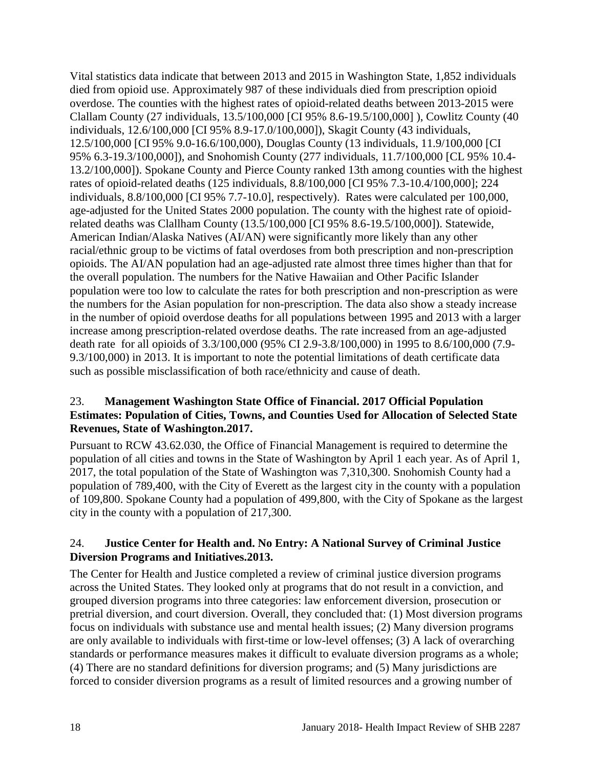Vital statistics data indicate that between 2013 and 2015 in Washington State, 1,852 individuals died from opioid use. Approximately 987 of these individuals died from prescription opioid overdose. The counties with the highest rates of opioid-related deaths between 2013-2015 were Clallam County (27 individuals, 13.5/100,000 [CI 95% 8.6-19.5/100,000] ), Cowlitz County (40 individuals, 12.6/100,000 [CI 95% 8.9-17.0/100,000]), Skagit County (43 individuals, 12.5/100,000 [CI 95% 9.0-16.6/100,000), Douglas County (13 individuals, 11.9/100,000 [CI 95% 6.3-19.3/100,000]), and Snohomish County (277 individuals, 11.7/100,000 [CL 95% 10.4-13.2/100,000]). Spokane County and Pierce County ranked 13th among counties with the highest rates of opioid-related deaths (125 individuals, 8.8/100,000 [CI 95% 7.3-10.4/100,000]; 224 individuals, 8.8/100,000 [CI 95% 7.7-10.0], respectively). Rates were calculated per 100,000, age-adjusted for the United States 2000 population. The county with the highest rate of opioid-related deaths was Clallham County (13.5/100,000 [CI 95% 8.6-19.5/100,000]). Statewide, American Indian/Alaska Natives (AI/AN) were significantly more likely than any other racial/ethnic group to be victims of fatal overdoses from both prescription and non-prescription opioids. The AI/AN population had an age-adjusted rate almost three times higher than that for the overall population. The numbers for the Native Hawaiian and Other Pacific Islander population were too low to calculate the rates for both prescription and non-prescription as were the numbers for the Asian population for non-prescription. The data also show a steady increase in the number of opioid overdose deaths for all populations between 1995 and 2013 with a larger increase among prescription-related overdose deaths. The rate increased from an age-adjusted death rate for all opioids of 3.3/100,000 (95% CI 2.9-3.8/100,000) in 1995 to 8.6/100,000 (7.9-9.3/100,000) in 2013. It is important to note the potential limitations of death certificate data such as possible misclassification of both race/ethnicity and cause of death.

23. **Management Washington State Office of Financial. 2017 Official Population Estimates: Population of Cities, Towns, and Counties Used for Allocation of Selected State Revenues, State of Washington.2017.**

Pursuant to RCW 43.62.030, the Office of Financial Management is required to determine the population of all cities and towns in the State of Washington by April 1 each year. As of April 1, 2017, the total population of the State of Washington was 7,310,300. Snohomish County had a population of 789,400, with the City of Everett as the largest city in the county with a population of 109,800. Spokane County had a population of 499,800, with the City of Spokane as the largest city in the county with a population of 217,300.

24. **Justice Center for Health and. No Entry: A National Survey of Criminal Justice Diversion Programs and Initiatives.2013.**

The Center for Health and Justice completed a review of criminal justice diversion programs across the United States. They looked only at programs that do not result in a conviction, and grouped diversion programs into three categories: law enforcement diversion, prosecution or pretrial diversion, and court diversion. Overall, they concluded that: (1) Most diversion programs focus on individuals with substance use and mental health issues; (2) Many diversion programs are only available to individuals with first-time or low-level offenses; (3) A lack of overarching standards or performance measures makes it difficult to evaluate diversion programs as a whole; (4) There are no standard definitions for diversion programs; and (5) Many jurisdictions are forced to consider diversion programs as a result of limited resources and a growing number of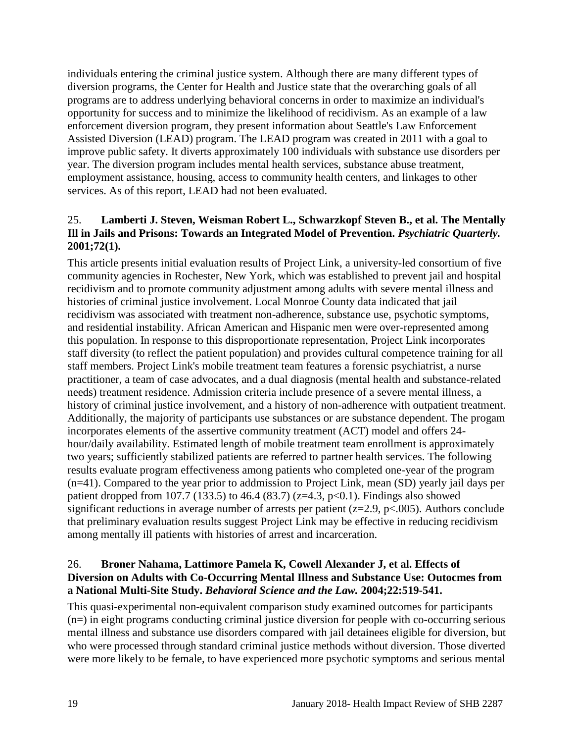individuals entering the criminal justice system. Although there are many different types of diversion programs, the Center for Health and Justice state that the overarching goals of all programs are to address underlying behavioral concerns in order to maximize an individual's opportunity for success and to minimize the likelihood of recidivism. As an example of a law enforcement diversion program, they present information about Seattle's Law Enforcement Assisted Diversion (LEAD) program. The LEAD program was created in 2011 with a goal to improve public safety. It diverts approximately 100 individuals with substance use disorders per year. The diversion program includes mental health services, substance abuse treatment, employment assistance, housing, access to community health centers, and linkages to other services. As of this report, LEAD had not been evaluated.

25. **Lamberti J. Steven, Weisman Robert L., Schwarzkopf Steven B., et al. The Mentally Ill in Jails and Prisons: Towards an Integrated Model of Prevention. *Psychiatric Quarterly.* 2001;72(1).**

This article presents initial evaluation results of Project Link, a university-led consortium of five community agencies in Rochester, New York, which was established to prevent jail and hospital recidivism and to promote community adjustment among adults with severe mental illness and histories of criminal justice involvement. Local Monroe County data indicated that jail recidivism was associated with treatment non-adherence, substance use, psychotic symptoms, and residential instability. African American and Hispanic men were over-represented among this population. In response to this disproportionate representation, Project Link incorporates staff diversity (to reflect the patient population) and provides cultural competence training for all staff members. Project Link's mobile treatment team features a forensic psychiatrist, a nurse practitioner, a team of case advocates, and a dual diagnosis (mental health and substance-related needs) treatment residence. Admission criteria include presence of a severe mental illness, a history of criminal justice involvement, and a history of non-adherence with outpatient treatment. Additionally, the majority of participants use substances or are substance dependent. The progam incorporates elements of the assertive community treatment (ACT) model and offers 24-hour/daily availability. Estimated length of mobile treatment team enrollment is approximately two years; sufficiently stabilized patients are referred to partner health services. The following results evaluate program effectiveness among patients who completed one-year of the program (n=41). Compared to the year prior to addmission to Project Link, mean (SD) yearly jail days per patient dropped from 107.7 (133.5) to 46.4 (83.7) ($z=4.3$, $p<0.1$). Findings also showed significant reductions in average number of arrests per patient ($z=2.9$, $p<.005$). Authors conclude that preliminary evaluation results suggest Project Link may be effective in reducing recidivism among mentally ill patients with histories of arrest and incarceration.

26. **Broner Nahama, Lattimore Pamela K, Cowell Alexander J, et al. Effects of Diversion on Adults with Co-Occurring Mental Illness and Substance Use: Outocmes from a National Multi-Site Study. *Behavioral Science and the Law.* 2004;22:519-541.**

This quasi-experimental non-equivalent comparison study examined outcomes for participants (n=) in eight programs conducting criminal justice diversion for people with co-occurring serious mental illness and substance use disorders compared with jail detainees eligible for diversion, but who were processed through standard criminal justice methods without diversion. Those diverted were more likely to be female, to have experienced more psychotic symptoms and serious mental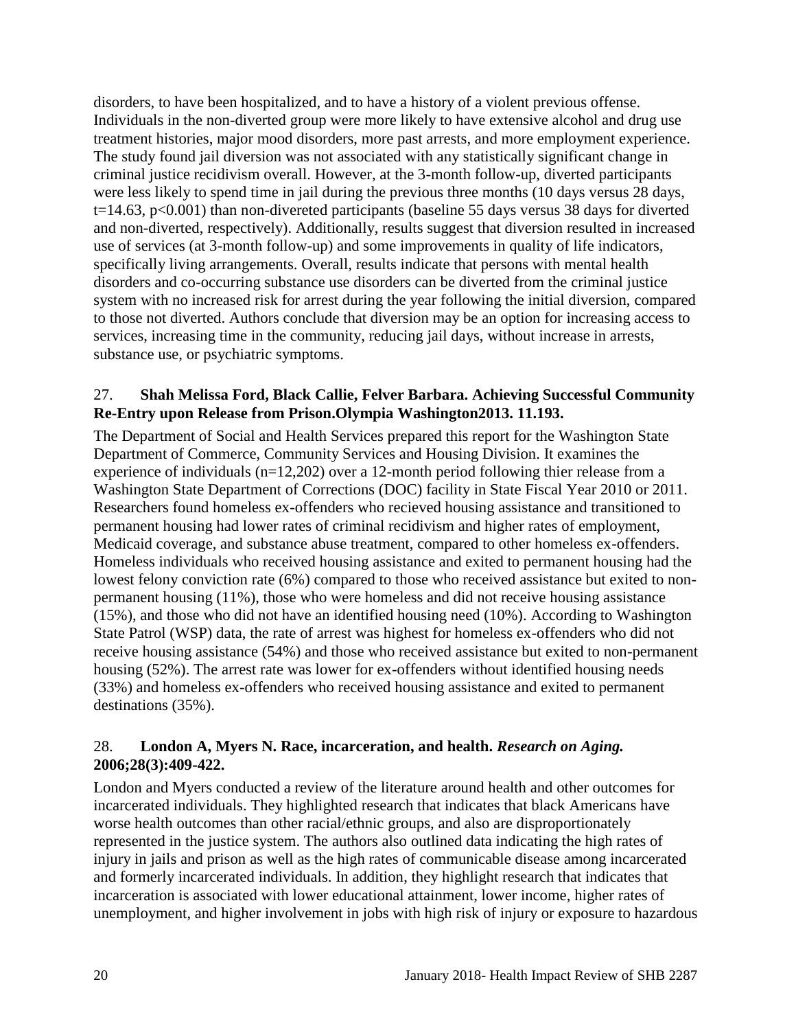disorders, to have been hospitalized, and to have a history of a violent previous offense. Individuals in the non-diverted group were more likely to have extensive alcohol and drug use treatment histories, major mood disorders, more past arrests, and more employment experience. The study found jail diversion was not associated with any statistically significant change in criminal justice recidivism overall. However, at the 3-month follow-up, diverted participants were less likely to spend time in jail during the previous three months (10 days versus 28 days, $t=14.63$, $p<0.001$) than non-divereted participants (baseline 55 days versus 38 days for diverted and non-diverted, respectively). Additionally, results suggest that diversion resulted in increased use of services (at 3-month follow-up) and some improvements in quality of life indicators, specifically living arrangements. Overall, results indicate that persons with mental health disorders and co-occurring substance use disorders can be diverted from the criminal justice system with no increased risk for arrest during the year following the initial diversion, compared to those not diverted. Authors conclude that diversion may be an option for increasing access to services, increasing time in the community, reducing jail days, without increase in arrests, substance use, or psychiatric symptoms.

27. **Shah Melissa Ford, Black Callie, Felver Barbara. Achieving Successful Community Re-Entry upon Release from Prison.Olympia Washington2013. 11.193.**

The Department of Social and Health Services prepared this report for the Washington State Department of Commerce, Community Services and Housing Division. It examines the experience of individuals (n=12,202) over a 12-month period following thier release from a Washington State Department of Corrections (DOC) facility in State Fiscal Year 2010 or 2011. Researchers found homeless ex-offenders who recieved housing assistance and transitioned to permanent housing had lower rates of criminal recidivism and higher rates of employment, Medicaid coverage, and substance abuse treatment, compared to other homeless ex-offenders. Homeless individuals who received housing assistance and exited to permanent housing had the lowest felony conviction rate (6%) compared to those who received assistance but exited to non-permanent housing (11%), those who were homeless and did not receive housing assistance (15%), and those who did not have an identified housing need (10%). According to Washington State Patrol (WSP) data, the rate of arrest was highest for homeless ex-offenders who did not receive housing assistance (54%) and those who received assistance but exited to non-permanent housing (52%). The arrest rate was lower for ex-offenders without identified housing needs (33%) and homeless ex-offenders who received housing assistance and exited to permanent destinations (35%).

28. **London A, Myers N. Race, incarceration, and health. *Research on Aging.* 2006;28(3):409-422.**

London and Myers conducted a review of the literature around health and other outcomes for incarcerated individuals. They highlighted research that indicates that black Americans have worse health outcomes than other racial/ethnic groups, and also are disproportionately represented in the justice system. The authors also outlined data indicating the high rates of injury in jails and prison as well as the high rates of communicable disease among incarcerated and formerly incarcerated individuals. In addition, they highlight research that indicates that incarceration is associated with lower educational attainment, lower income, higher rates of unemployment, and higher involvement in jobs with high risk of injury or exposure to hazardous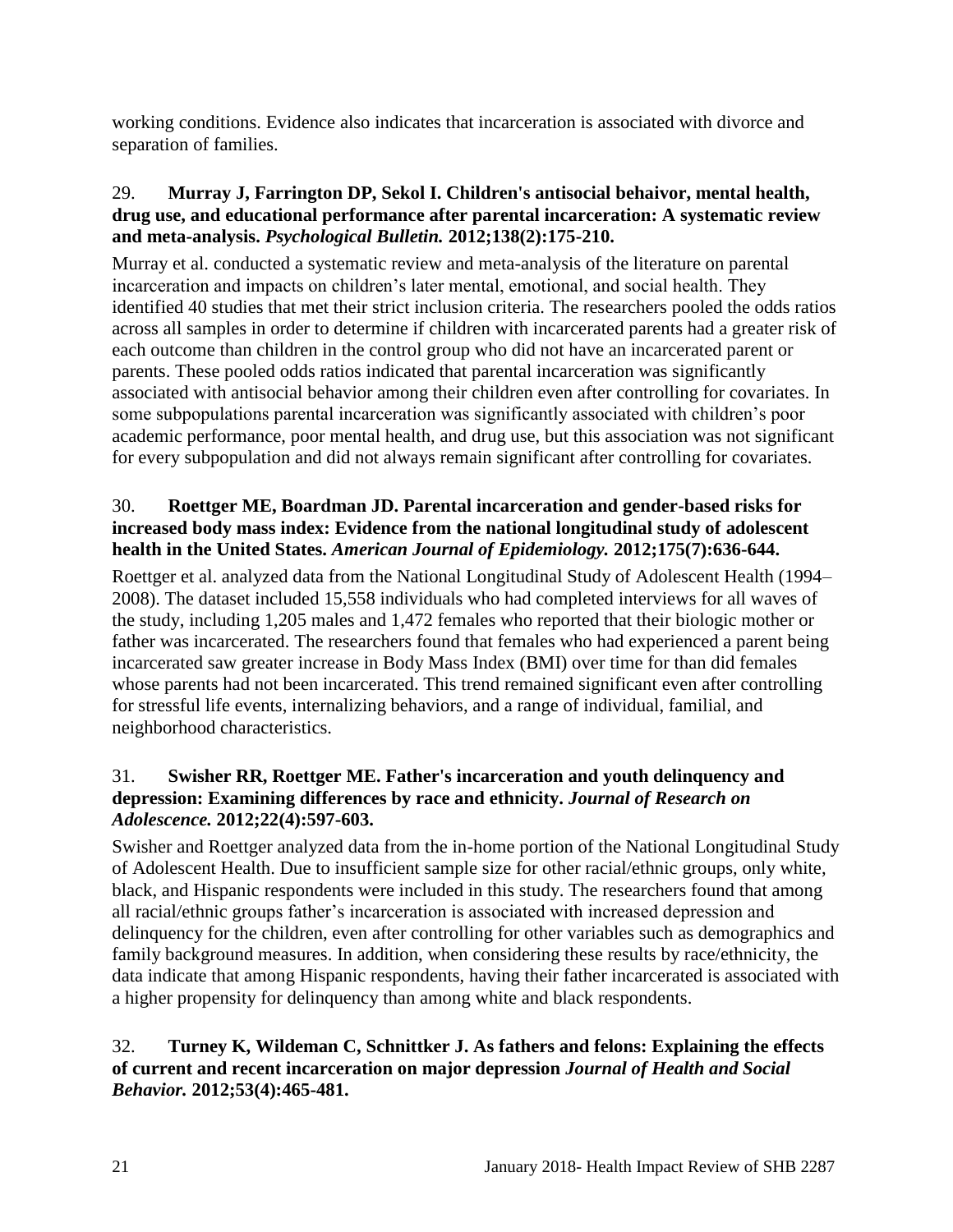working conditions. Evidence also indicates that incarceration is associated with divorce and separation of families.

29. **Murray J, Farrington DP, Sekol I. Children's antisocial behaivor, mental health, drug use, and educational performance after parental incarceration: A systematic review and meta-analysis.** ***Psychological Bulletin.*** **2012;138(2):175-210.**

Murray et al. conducted a systematic review and meta-analysis of the literature on parental incarceration and impacts on children's later mental, emotional, and social health. They identified 40 studies that met their strict inclusion criteria. The researchers pooled the odds ratios across all samples in order to determine if children with incarcerated parents had a greater risk of each outcome than children in the control group who did not have an incarcerated parent or parents. These pooled odds ratios indicated that parental incarceration was significantly associated with antisocial behavior among their children even after controlling for covariates. In some subpopulations parental incarceration was significantly associated with children's poor academic performance, poor mental health, and drug use, but this association was not significant for every subpopulation and did not always remain significant after controlling for covariates.

30. **Roettger ME, Boardman JD. Parental incarceration and gender-based risks for increased body mass index: Evidence from the national longitudinal study of adolescent health in the United States.** ***American Journal of Epidemiology.*** **2012;175(7):636-644.**

Roettger et al. analyzed data from the National Longitudinal Study of Adolescent Health (1994–2008). The dataset included 15,558 individuals who had completed interviews for all waves of the study, including 1,205 males and 1,472 females who reported that their biologic mother or father was incarcerated. The researchers found that females who had experienced a parent being incarcerated saw greater increase in Body Mass Index (BMI) over time for than did females whose parents had not been incarcerated. This trend remained significant even after controlling for stressful life events, internalizing behaviors, and a range of individual, familial, and neighborhood characteristics.

31. **Swisher RR, Roettger ME. Father's incarceration and youth delinquency and depression: Examining differences by race and ethnicity.** ***Journal of Research on Adolescence.*** **2012;22(4):597-603.**

Swisher and Roettger analyzed data from the in-home portion of the National Longitudinal Study of Adolescent Health. Due to insufficient sample size for other racial/ethnic groups, only white, black, and Hispanic respondents were included in this study. The researchers found that among all racial/ethnic groups father's incarceration is associated with increased depression and delinquency for the children, even after controlling for other variables such as demographics and family background measures. In addition, when considering these results by race/ethnicity, the data indicate that among Hispanic respondents, having their father incarcerated is associated with a higher propensity for delinquency than among white and black respondents.

32. **Turney K, Wildeman C, Schnittker J. As fathers and felons: Explaining the effects of current and recent incarceration on major depression** ***Journal of Health and Social Behavior.*** **2012;53(4):465-481.**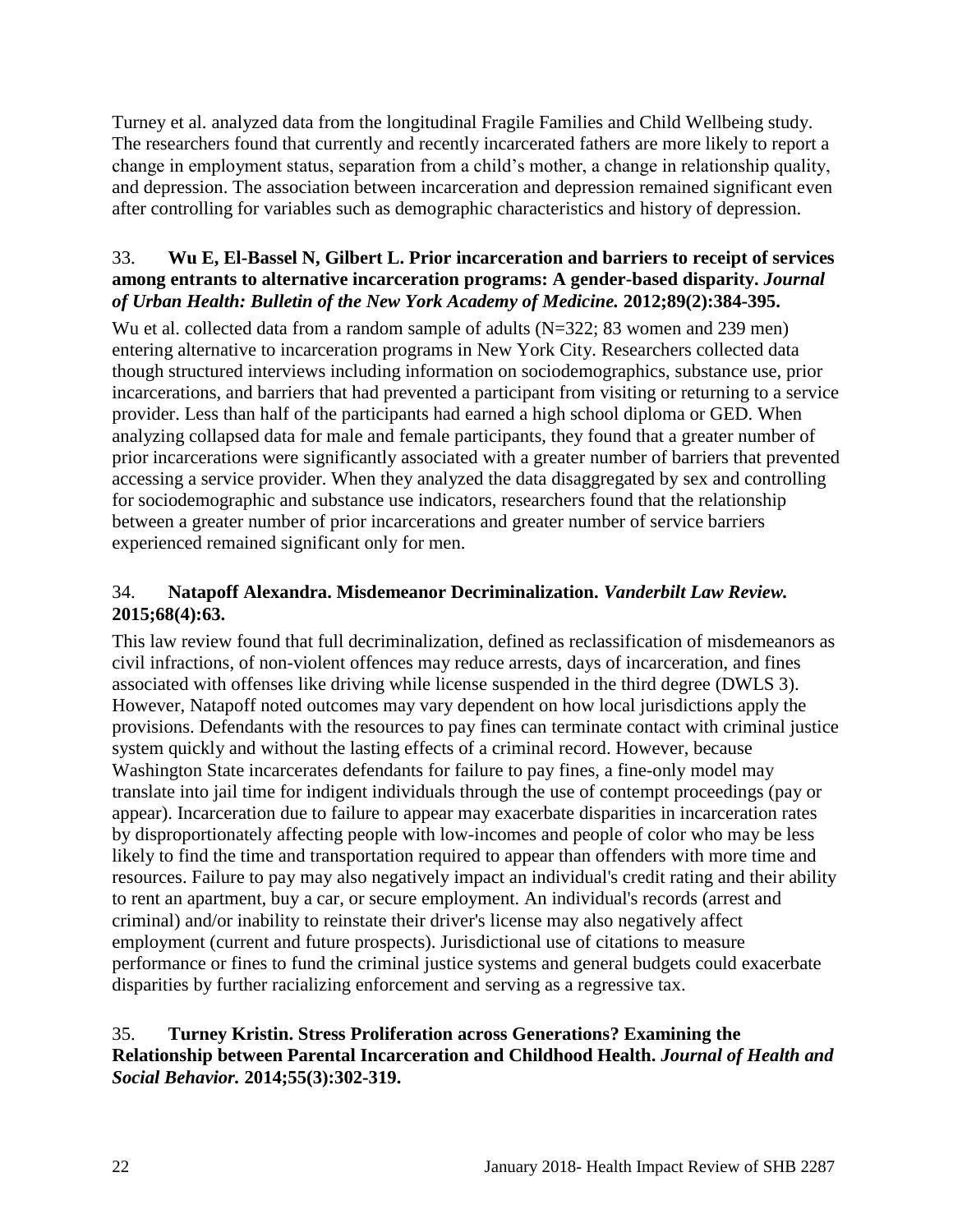Turney et al. analyzed data from the longitudinal Fragile Families and Child Wellbeing study. The researchers found that currently and recently incarcerated fathers are more likely to report a change in employment status, separation from a child's mother, a change in relationship quality, and depression. The association between incarceration and depression remained significant even after controlling for variables such as demographic characteristics and history of depression.

33. **Wu E, El-Bassel N, Gilbert L. Prior incarceration and barriers to receipt of services among entrants to alternative incarceration programs: A gender-based disparity.** ***Journal of Urban Health: Bulletin of the New York Academy of Medicine.*** **2012;89(2):384-395.**

Wu et al. collected data from a random sample of adults (N=322; 83 women and 239 men) entering alternative to incarceration programs in New York City. Researchers collected data though structured interviews including information on sociodemographics, substance use, prior incarcerations, and barriers that had prevented a participant from visiting or returning to a service provider. Less than half of the participants had earned a high school diploma or GED. When analyzing collapsed data for male and female participants, they found that a greater number of prior incarcerations were significantly associated with a greater number of barriers that prevented accessing a service provider. When they analyzed the data disaggregated by sex and controlling for sociodemographic and substance use indicators, researchers found that the relationship between a greater number of prior incarcerations and greater number of service barriers experienced remained significant only for men.

34. **Natapoff Alexandra. Misdemeanor Decriminalization.** ***Vanderbilt Law Review.*** **2015;68(4):63.**

This law review found that full decriminalization, defined as reclassification of misdemeanors as civil infractions, of non-violent offences may reduce arrests, days of incarceration, and fines associated with offenses like driving while license suspended in the third degree (DWLS 3). However, Natapoff noted outcomes may vary dependent on how local jurisdictions apply the provisions. Defendants with the resources to pay fines can terminate contact with criminal justice system quickly and without the lasting effects of a criminal record. However, because Washington State incarcerates defendants for failure to pay fines, a fine-only model may translate into jail time for indigent individuals through the use of contempt proceedings (pay or appear). Incarceration due to failure to appear may exacerbate disparities in incarceration rates by disproportionately affecting people with low-incomes and people of color who may be less likely to find the time and transportation required to appear than offenders with more time and resources. Failure to pay may also negatively impact an individual's credit rating and their ability to rent an apartment, buy a car, or secure employment. An individual's records (arrest and criminal) and/or inability to reinstate their driver's license may also negatively affect employment (current and future prospects). Jurisdictional use of citations to measure performance or fines to fund the criminal justice systems and general budgets could exacerbate disparities by further racializing enforcement and serving as a regressive tax.

35. **Turney Kristin. Stress Proliferation across Generations? Examining the Relationship between Parental Incarceration and Childhood Health.** ***Journal of Health and Social Behavior.*** **2014;55(3):302-319.**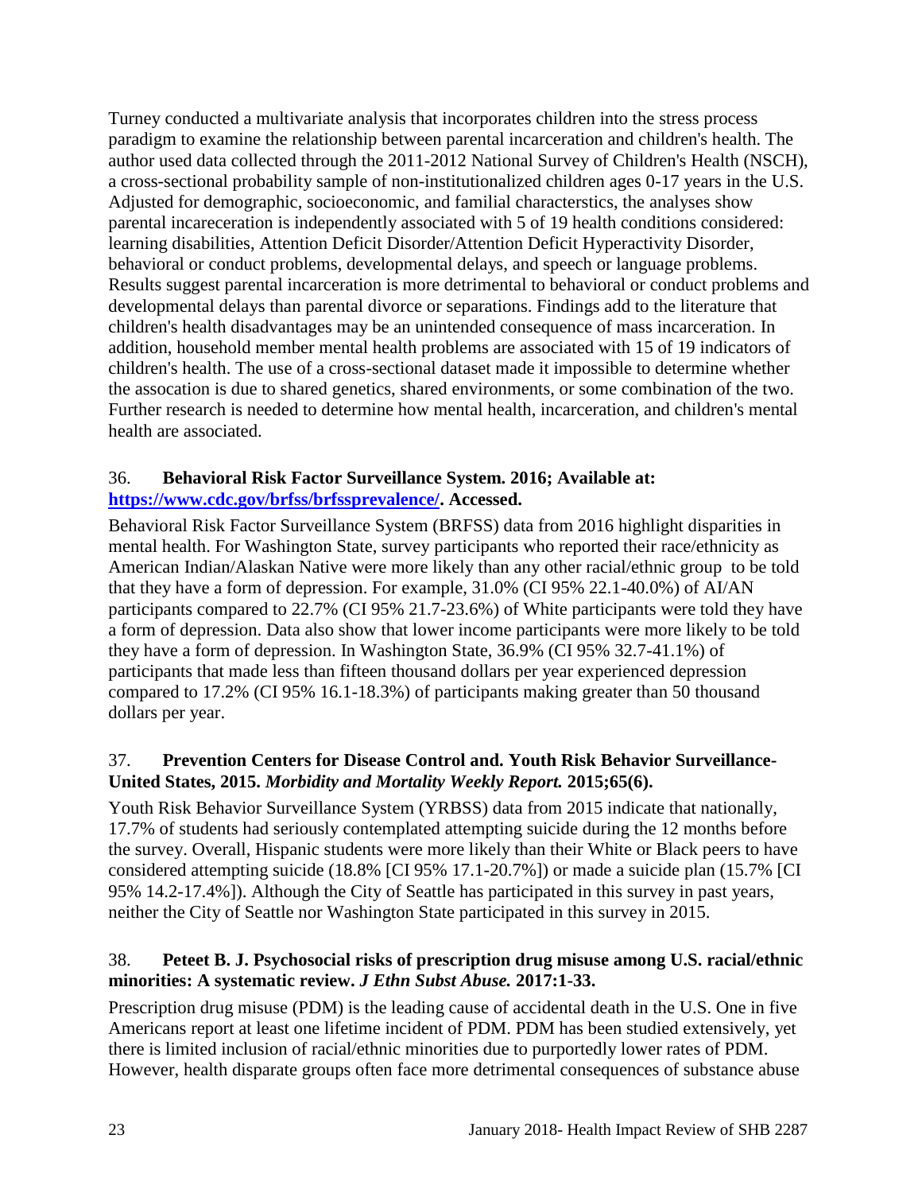Turney conducted a multivariate analysis that incorporates children into the stress process paradigm to examine the relationship between parental incarceration and children's health. The author used data collected through the 2011-2012 National Survey of Children's Health (NSCH), a cross-sectional probability sample of non-institutionalized children ages 0-17 years in the U.S. Adjusted for demographic, socioeconomic, and familial characterstics, the analyses show parental incareceration is independently associated with 5 of 19 health conditions considered: learning disabilities, Attention Deficit Disorder/Attention Deficit Hyperactivity Disorder, behavioral or conduct problems, developmental delays, and speech or language problems. Results suggest parental incarceration is more detrimental to behavioral or conduct problems and developmental delays than parental divorce or separations. Findings add to the literature that children's health disadvantages may be an unintended consequence of mass incarceration. In addition, household member mental health problems are associated with 15 of 19 indicators of children's health. The use of a cross-sectional dataset made it impossible to determine whether the assocation is due to shared genetics, shared environments, or some combination of the two. Further research is needed to determine how mental health, incarceration, and children's mental health are associated.

36. **Behavioral Risk Factor Surveillance System. 2016; Available at: [https://www.cdc.gov/brfss/brfssprevalence/](https://www.cdc.gov/brfss/brfssprevalence/). Accessed.**

Behavioral Risk Factor Surveillance System (BRFSS) data from 2016 highlight disparities in mental health. For Washington State, survey participants who reported their race/ethnicity as American Indian/Alaskan Native were more likely than any other racial/ethnic group to be told that they have a form of depression. For example, 31.0% (CI 95% 22.1-40.0%) of AI/AN participants compared to 22.7% (CI 95% 21.7-23.6%) of White participants were told they have a form of depression. Data also show that lower income participants were more likely to be told they have a form of depression. In Washington State, 36.9% (CI 95% 32.7-41.1%) of participants that made less than fifteen thousand dollars per year experienced depression compared to 17.2% (CI 95% 16.1-18.3%) of participants making greater than 50 thousand dollars per year.

37. **Prevention Centers for Disease Control and. Youth Risk Behavior Surveillance-United States, 2015. *Morbidity and Mortality Weekly Report.* 2015;65(6).**

Youth Risk Behavior Surveillance System (YRBSS) data from 2015 indicate that nationally, 17.7% of students had seriously contemplated attempting suicide during the 12 months before the survey. Overall, Hispanic students were more likely than their White or Black peers to have considered attempting suicide (18.8% [CI 95% 17.1-20.7%]) or made a suicide plan (15.7% [CI 95% 14.2-17.4%]). Although the City of Seattle has participated in this survey in past years, neither the City of Seattle nor Washington State participated in this survey in 2015.

38. **Peteet B. J. Psychosocial risks of prescription drug misuse among U.S. racial/ethnic minorities: A systematic review. *J Ethn Subst Abuse.* 2017:1-33.**

Prescription drug misuse (PDM) is the leading cause of accidental death in the U.S. One in five Americans report at least one lifetime incident of PDM. PDM has been studied extensively, yet there is limited inclusion of racial/ethnic minorities due to purportedly lower rates of PDM. However, health disparate groups often face more detrimental consequences of substance abuse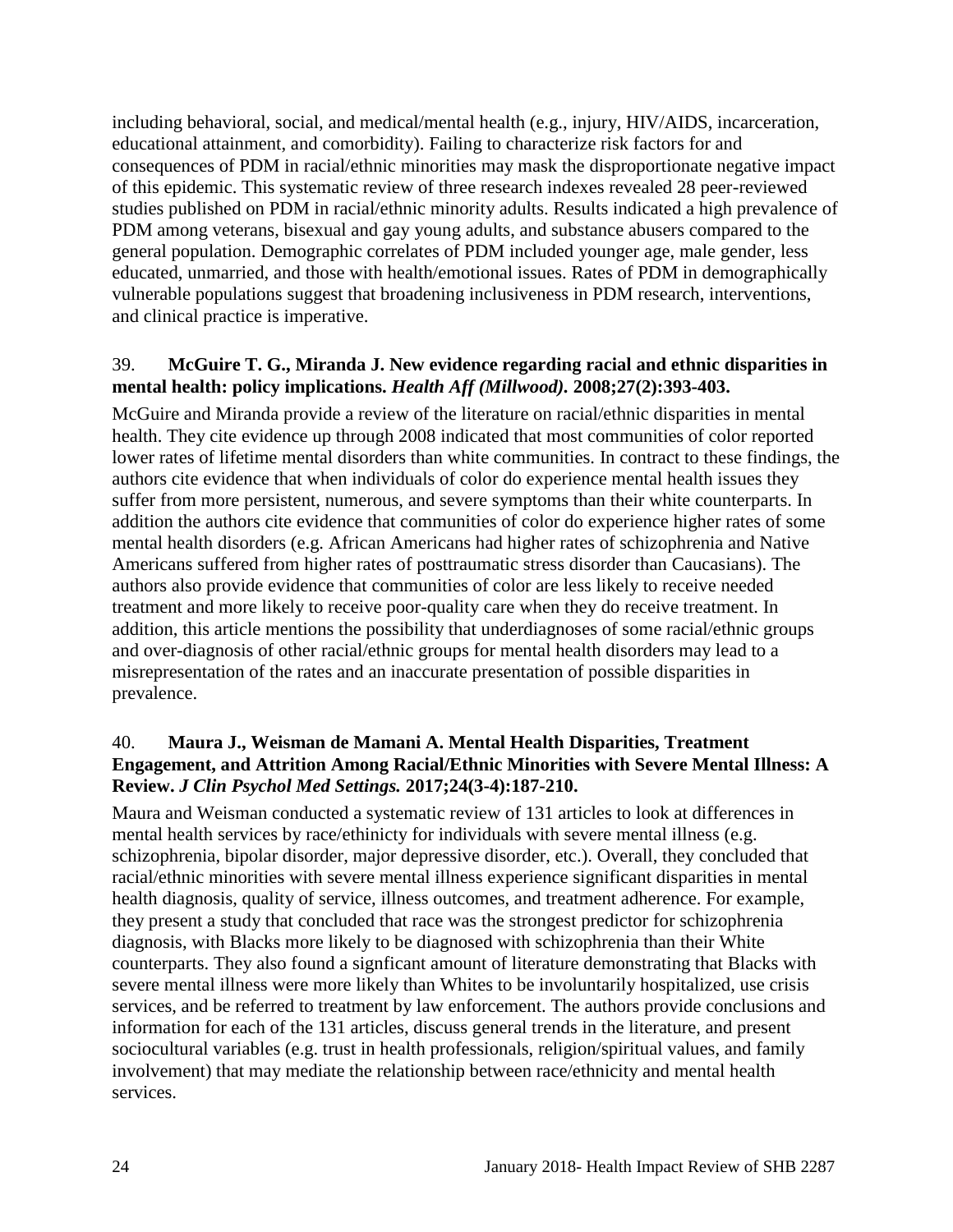including behavioral, social, and medical/mental health (e.g., injury, HIV/AIDS, incarceration, educational attainment, and comorbidity). Failing to characterize risk factors for and consequences of PDM in racial/ethnic minorities may mask the disproportionate negative impact of this epidemic. This systematic review of three research indexes revealed 28 peer-reviewed studies published on PDM in racial/ethnic minority adults. Results indicated a high prevalence of PDM among veterans, bisexual and gay young adults, and substance abusers compared to the general population. Demographic correlates of PDM included younger age, male gender, less educated, unmarried, and those with health/emotional issues. Rates of PDM in demographically vulnerable populations suggest that broadening inclusiveness in PDM research, interventions, and clinical practice is imperative.

39. **McGuire T. G., Miranda J. New evidence regarding racial and ethnic disparities in mental health: policy implications. *Health Aff (Millwood).* 2008;27(2):393-403.**

McGuire and Miranda provide a review of the literature on racial/ethnic disparities in mental health. They cite evidence up through 2008 indicated that most communities of color reported lower rates of lifetime mental disorders than white communities. In contract to these findings, the authors cite evidence that when individuals of color do experience mental health issues they suffer from more persistent, numerous, and severe symptoms than their white counterparts. In addition the authors cite evidence that communities of color do experience higher rates of some mental health disorders (e.g. African Americans had higher rates of schizophrenia and Native Americans suffered from higher rates of posttraumatic stress disorder than Caucasians). The authors also provide evidence that communities of color are less likely to receive needed treatment and more likely to receive poor-quality care when they do receive treatment. In addition, this article mentions the possibility that underdiagnoses of some racial/ethnic groups and over-diagnosis of other racial/ethnic groups for mental health disorders may lead to a misrepresentation of the rates and an inaccurate presentation of possible disparities in prevalence.

40. **Maura J., Weisman de Mamani A. Mental Health Disparities, Treatment Engagement, and Attrition Among Racial/Ethnic Minorities with Severe Mental Illness: A Review. *J Clin Psychol Med Settings.* 2017;24(3-4):187-210.**

Maura and Weisman conducted a systematic review of 131 articles to look at differences in mental health services by race/ethinicty for individuals with severe mental illness (e.g. schizophrenia, bipolar disorder, major depressive disorder, etc.). Overall, they concluded that racial/ethnic minorities with severe mental illness experience significant disparities in mental health diagnosis, quality of service, illness outcomes, and treatment adherence. For example, they present a study that concluded that race was the strongest predictor for schizophrenia diagnosis, with Blacks more likely to be diagnosed with schizophrenia than their White counterparts. They also found a signficant amount of literature demonstrating that Blacks with severe mental illness were more likely than Whites to be involuntarily hospitalized, use crisis services, and be referred to treatment by law enforcement. The authors provide conclusions and information for each of the 131 articles, discuss general trends in the literature, and present sociocultural variables (e.g. trust in health professionals, religion/spiritual values, and family involvement) that may mediate the relationship between race/ethnicity and mental health services.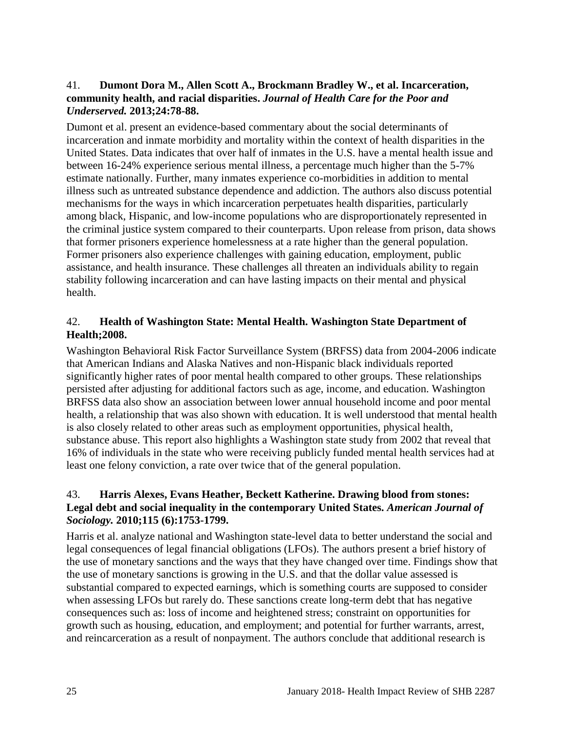41. **Dumont Dora M., Allen Scott A., Brockmann Bradley W., et al. Incarceration, community health, and racial disparities.** ***Journal of Health Care for the Poor and Underserved.*** **2013;24:78-88.**

Dumont et al. present an evidence-based commentary about the social determinants of incarceration and inmate morbidity and mortality within the context of health disparities in the United States. Data indicates that over half of inmates in the U.S. have a mental health issue and between 16-24% experience serious mental illness, a percentage much higher than the 5-7% estimate nationally. Further, many inmates experience co-morbidities in addition to mental illness such as untreated substance dependence and addiction. The authors also discuss potential mechanisms for the ways in which incarceration perpetuates health disparities, particularly among black, Hispanic, and low-income populations who are disproportionately represented in the criminal justice system compared to their counterparts. Upon release from prison, data shows that former prisoners experience homelessness at a rate higher than the general population. Former prisoners also experience challenges with gaining education, employment, public assistance, and health insurance. These challenges all threaten an individuals ability to regain stability following incarceration and can have lasting impacts on their mental and physical health.

42. **Health of Washington State: Mental Health. Washington State Department of Health;2008.**

Washington Behavioral Risk Factor Surveillance System (BRFSS) data from 2004-2006 indicate that American Indians and Alaska Natives and non-Hispanic black individuals reported significantly higher rates of poor mental health compared to other groups. These relationships persisted after adjusting for additional factors such as age, income, and education. Washington BRFSS data also show an association between lower annual household income and poor mental health, a relationship that was also shown with education. It is well understood that mental health is also closely related to other areas such as employment opportunities, physical health, substance abuse. This report also highlights a Washington state study from 2002 that reveal that 16% of individuals in the state who were receiving publicly funded mental health services had at least one felony conviction, a rate over twice that of the general population.

43. **Harris Alexes, Evans Heather, Beckett Katherine. Drawing blood from stones: Legal debt and social inequality in the contemporary United States.** ***American Journal of Sociology.*** **2010;115 (6):1753-1799.**

Harris et al. analyze national and Washington state-level data to better understand the social and legal consequences of legal financial obligations (LFOs). The authors present a brief history of the use of monetary sanctions and the ways that they have changed over time. Findings show that the use of monetary sanctions is growing in the U.S. and that the dollar value assessed is substantial compared to expected earnings, which is something courts are supposed to consider when assessing LFOs but rarely do. These sanctions create long-term debt that has negative consequences such as: loss of income and heightened stress; constraint on opportunities for growth such as housing, education, and employment; and potential for further warrants, arrest, and reincarceration as a result of nonpayment. The authors conclude that additional research is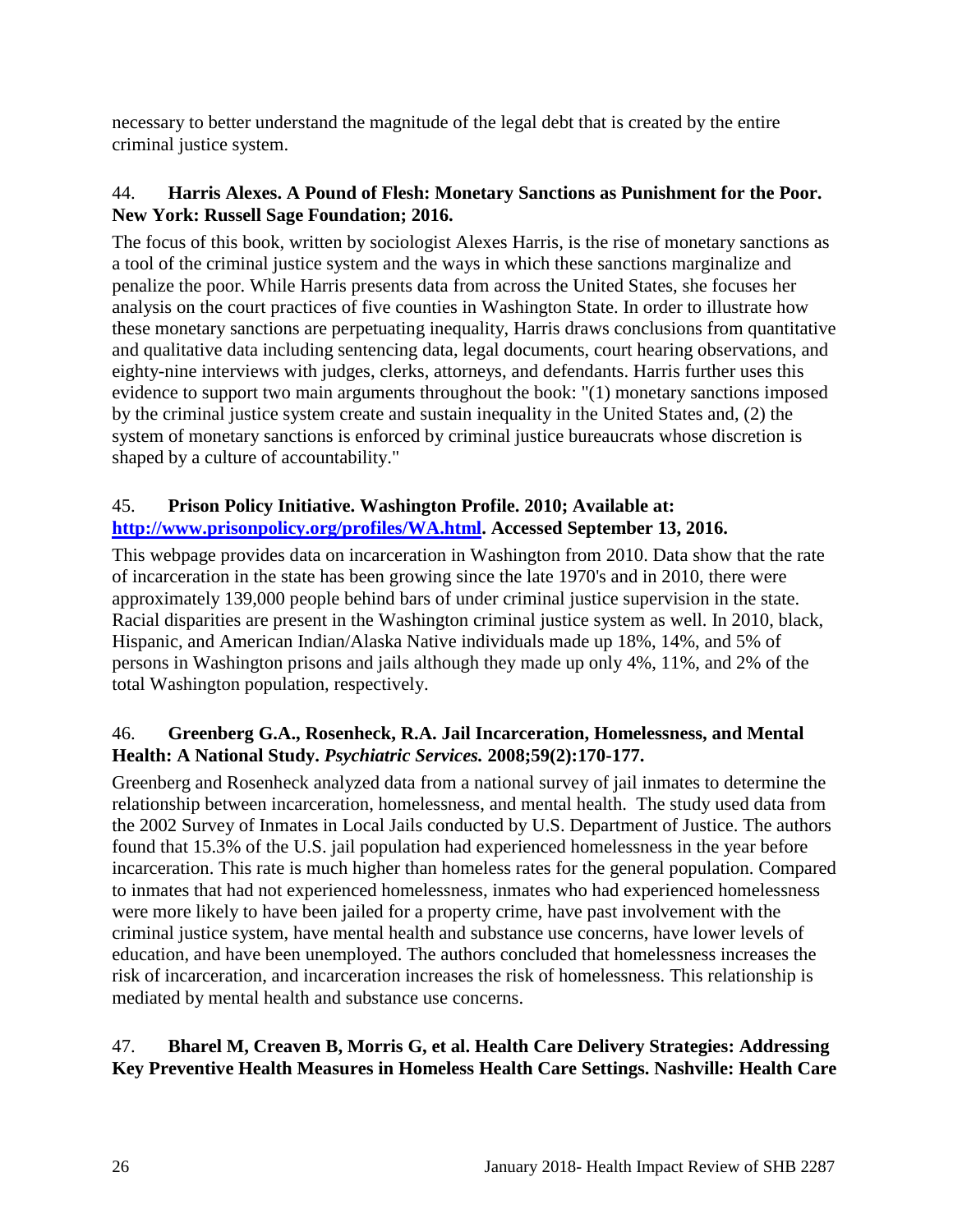necessary to better understand the magnitude of the legal debt that is created by the entire criminal justice system.

44. **Harris Alexes. A Pound of Flesh: Monetary Sanctions as Punishment for the Poor. New York: Russell Sage Foundation; 2016.**

The focus of this book, written by sociologist Alexes Harris, is the rise of monetary sanctions as a tool of the criminal justice system and the ways in which these sanctions marginalize and penalize the poor. While Harris presents data from across the United States, she focuses her analysis on the court practices of five counties in Washington State. In order to illustrate how these monetary sanctions are perpetuating inequality, Harris draws conclusions from quantitative and qualitative data including sentencing data, legal documents, court hearing observations, and eighty-nine interviews with judges, clerks, attorneys, and defendants. Harris further uses this evidence to support two main arguments throughout the book: "(1) monetary sanctions imposed by the criminal justice system create and sustain inequality in the United States and, (2) the system of monetary sanctions is enforced by criminal justice bureaucrats whose discretion is shaped by a culture of accountability."

45. **Prison Policy Initiative. Washington Profile. 2010; Available at: [http://www.prisonpolicy.org/profiles/WA.html](http://www.prisonpolicy.org/profiles/WA.html). Accessed September 13, 2016.**

This webpage provides data on incarceration in Washington from 2010. Data show that the rate of incarceration in the state has been growing since the late 1970's and in 2010, there were approximately 139,000 people behind bars of under criminal justice supervision in the state. Racial disparities are present in the Washington criminal justice system as well. In 2010, black, Hispanic, and American Indian/Alaska Native individuals made up 18%, 14%, and 5% of persons in Washington prisons and jails although they made up only 4%, 11%, and 2% of the total Washington population, respectively.

46. **Greenberg G.A., Rosenheck, R.A. Jail Incarceration, Homelessness, and Mental Health: A National Study. *Psychiatric Services.* 2008;59(2):170-177.**

Greenberg and Rosenheck analyzed data from a national survey of jail inmates to determine the relationship between incarceration, homelessness, and mental health. The study used data from the 2002 Survey of Inmates in Local Jails conducted by U.S. Department of Justice. The authors found that 15.3% of the U.S. jail population had experienced homelessness in the year before incarceration. This rate is much higher than homeless rates for the general population. Compared to inmates that had not experienced homelessness, inmates who had experienced homelessness were more likely to have been jailed for a property crime, have past involvement with the criminal justice system, have mental health and substance use concerns, have lower levels of education, and have been unemployed. The authors concluded that homelessness increases the risk of incarceration, and incarceration increases the risk of homelessness. This relationship is mediated by mental health and substance use concerns.

47. **Bharel M, Creaven B, Morris G, et al. Health Care Delivery Strategies: Addressing Key Preventive Health Measures in Homeless Health Care Settings. Nashville: Health Care**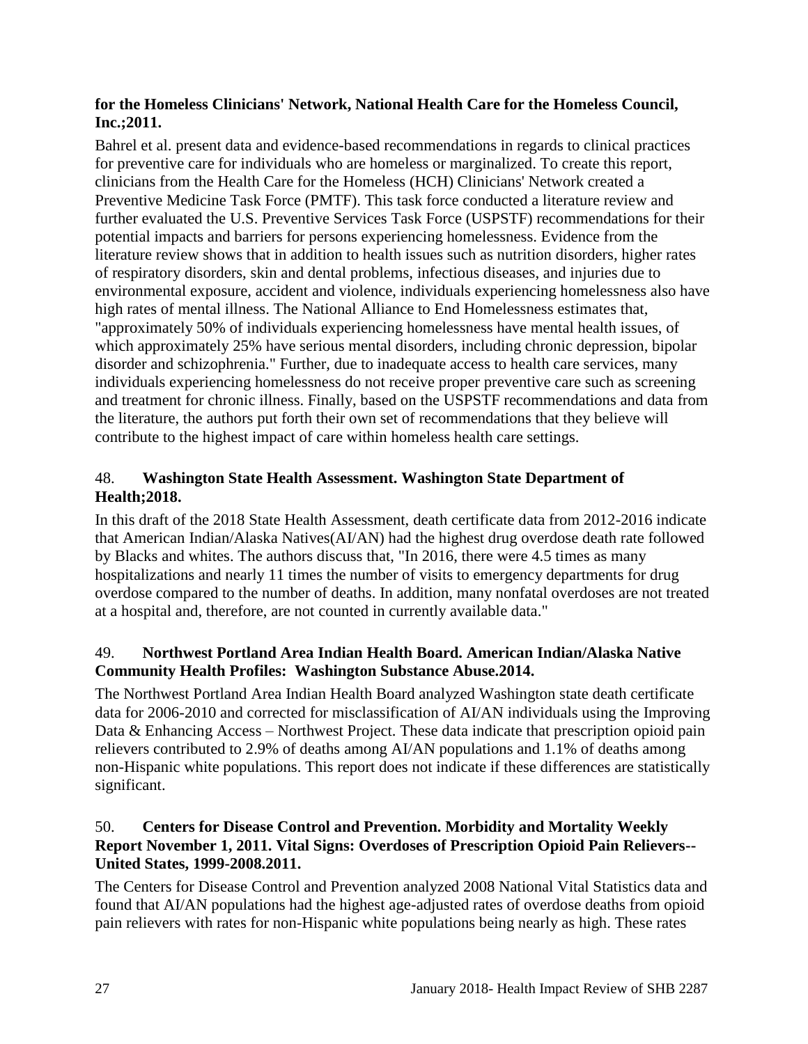**for the Homeless Clinicians' Network, National Health Care for the Homeless Council, Inc.;2011.**

Bahrel et al. present data and evidence-based recommendations in regards to clinical practices for preventive care for individuals who are homeless or marginalized. To create this report, clinicians from the Health Care for the Homeless (HCH) Clinicians' Network created a Preventive Medicine Task Force (PMTF). This task force conducted a literature review and further evaluated the U.S. Preventive Services Task Force (USPSTF) recommendations for their potential impacts and barriers for persons experiencing homelessness. Evidence from the literature review shows that in addition to health issues such as nutrition disorders, higher rates of respiratory disorders, skin and dental problems, infectious diseases, and injuries due to environmental exposure, accident and violence, individuals experiencing homelessness also have high rates of mental illness. The National Alliance to End Homelessness estimates that, "approximately 50% of individuals experiencing homelessness have mental health issues, of which approximately 25% have serious mental disorders, including chronic depression, bipolar disorder and schizophrenia." Further, due to inadequate access to health care services, many individuals experiencing homelessness do not receive proper preventive care such as screening and treatment for chronic illness. Finally, based on the USPSTF recommendations and data from the literature, the authors put forth their own set of recommendations that they believe will contribute to the highest impact of care within homeless health care settings.

48. **Washington State Health Assessment. Washington State Department of Health;2018.**

In this draft of the 2018 State Health Assessment, death certificate data from 2012-2016 indicate that American Indian/Alaska Natives(AI/AN) had the highest drug overdose death rate followed by Blacks and whites. The authors discuss that, "In 2016, there were 4.5 times as many hospitalizations and nearly 11 times the number of visits to emergency departments for drug overdose compared to the number of deaths. In addition, many nonfatal overdoses are not treated at a hospital and, therefore, are not counted in currently available data."

49. **Northwest Portland Area Indian Health Board. American Indian/Alaska Native Community Health Profiles: Washington Substance Abuse.2014.**

The Northwest Portland Area Indian Health Board analyzed Washington state death certificate data for 2006-2010 and corrected for misclassification of AI/AN individuals using the Improving Data & Enhancing Access – Northwest Project. These data indicate that prescription opioid pain relievers contributed to 2.9% of deaths among AI/AN populations and 1.1% of deaths among non-Hispanic white populations. This report does not indicate if these differences are statistically significant.

50. **Centers for Disease Control and Prevention. Morbidity and Mortality Weekly Report November 1, 2011. Vital Signs: Overdoses of Prescription Opioid Pain Relievers--United States, 1999-2008.2011.**

The Centers for Disease Control and Prevention analyzed 2008 National Vital Statistics data and found that AI/AN populations had the highest age-adjusted rates of overdose deaths from opioid pain relievers with rates for non-Hispanic white populations being nearly as high. These rates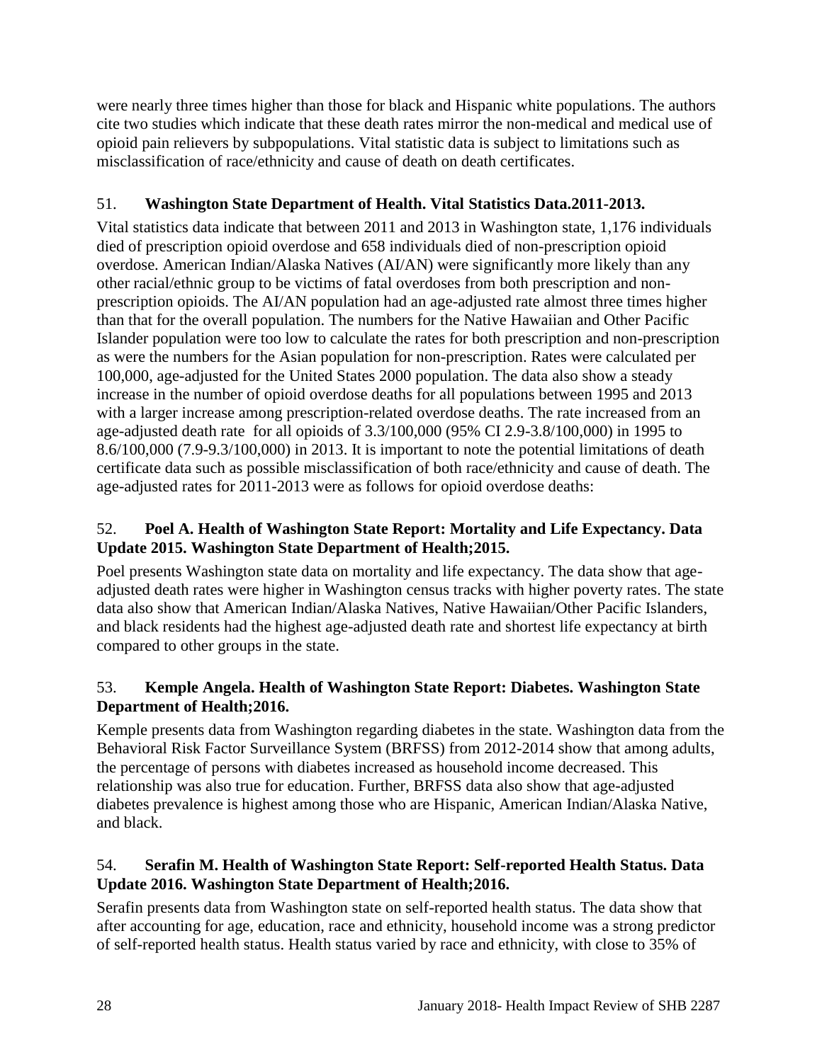were nearly three times higher than those for black and Hispanic white populations. The authors cite two studies which indicate that these death rates mirror the non-medical and medical use of opioid pain relievers by subpopulations. Vital statistic data is subject to limitations such as misclassification of race/ethnicity and cause of death on death certificates.

51. **Washington State Department of Health. Vital Statistics Data.2011-2013.**

Vital statistics data indicate that between 2011 and 2013 in Washington state, 1,176 individuals died of prescription opioid overdose and 658 individuals died of non-prescription opioid overdose. American Indian/Alaska Natives (AI/AN) were significantly more likely than any other racial/ethnic group to be victims of fatal overdoses from both prescription and non-prescription opioids. The AI/AN population had an age-adjusted rate almost three times higher than that for the overall population. The numbers for the Native Hawaiian and Other Pacific Islander population were too low to calculate the rates for both prescription and non-prescription as were the numbers for the Asian population for non-prescription. Rates were calculated per 100,000, age-adjusted for the United States 2000 population. The data also show a steady increase in the number of opioid overdose deaths for all populations between 1995 and 2013 with a larger increase among prescription-related overdose deaths. The rate increased from an age-adjusted death rate for all opioids of 3.3/100,000 (95% CI 2.9-3.8/100,000) in 1995 to 8.6/100,000 (7.9-9.3/100,000) in 2013. It is important to note the potential limitations of death certificate data such as possible misclassification of both race/ethnicity and cause of death. The age-adjusted rates for 2011-2013 were as follows for opioid overdose deaths:

52. **Poel A. Health of Washington State Report: Mortality and Life Expectancy. Data Update 2015. Washington State Department of Health;2015.**

Poel presents Washington state data on mortality and life expectancy. The data show that age-adjusted death rates were higher in Washington census tracks with higher poverty rates. The state data also show that American Indian/Alaska Natives, Native Hawaiian/Other Pacific Islanders, and black residents had the highest age-adjusted death rate and shortest life expectancy at birth compared to other groups in the state.

53. **Kemple Angela. Health of Washington State Report: Diabetes. Washington State Department of Health;2016.**

Kemple presents data from Washington regarding diabetes in the state. Washington data from the Behavioral Risk Factor Surveillance System (BRFSS) from 2012-2014 show that among adults, the percentage of persons with diabetes increased as household income decreased. This relationship was also true for education. Further, BRFSS data also show that age-adjusted diabetes prevalence is highest among those who are Hispanic, American Indian/Alaska Native, and black.

54. **Serafin M. Health of Washington State Report: Self-reported Health Status. Data Update 2016. Washington State Department of Health;2016.**

Serafin presents data from Washington state on self-reported health status. The data show that after accounting for age, education, race and ethnicity, household income was a strong predictor of self-reported health status. Health status varied by race and ethnicity, with close to 35% of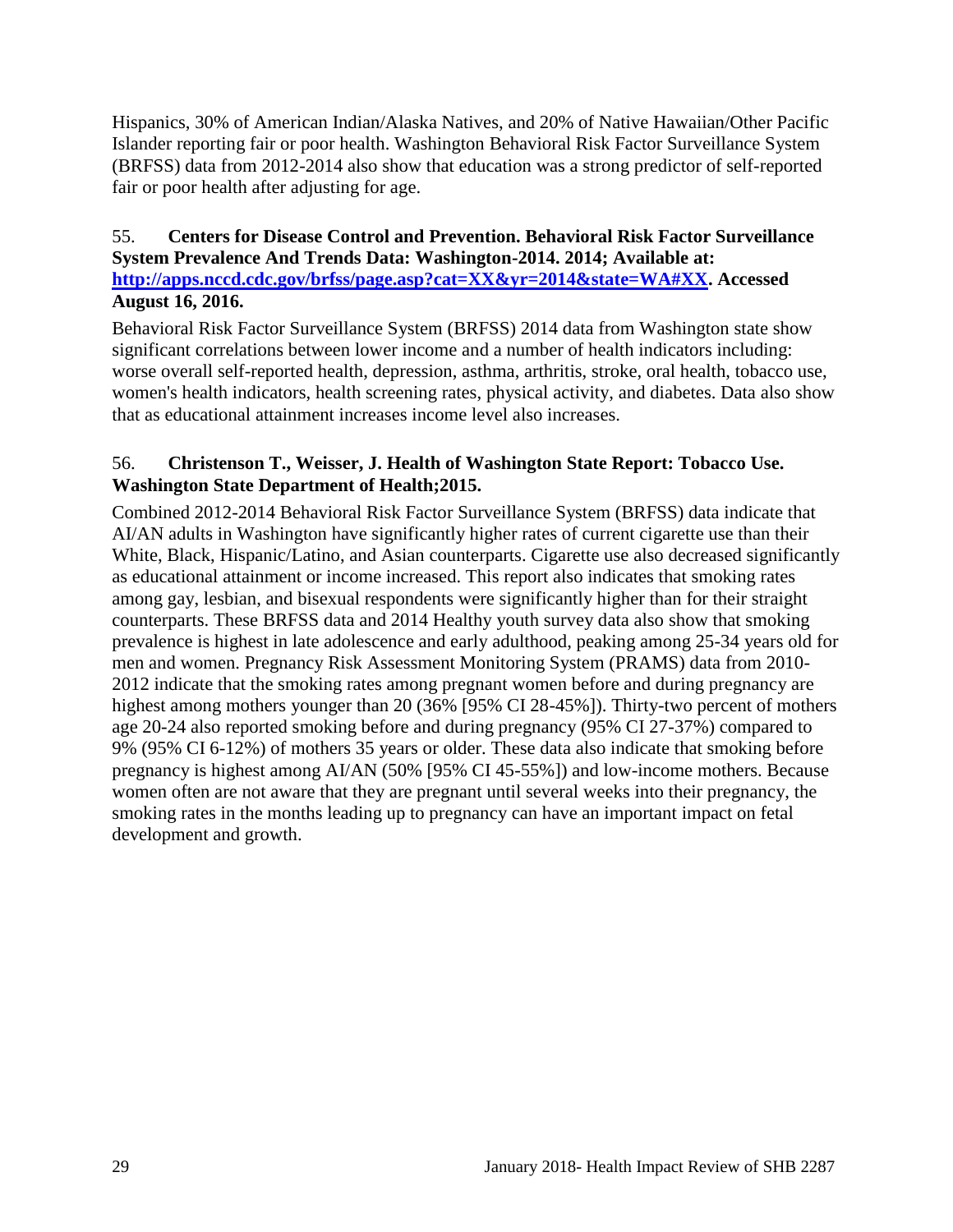Hispanics, 30% of American Indian/Alaska Natives, and 20% of Native Hawaiian/Other Pacific Islander reporting fair or poor health. Washington Behavioral Risk Factor Surveillance System (BRFSS) data from 2012-2014 also show that education was a strong predictor of self-reported fair or poor health after adjusting for age.

55. **Centers for Disease Control and Prevention. Behavioral Risk Factor Surveillance System Prevalence And Trends Data: Washington-2014. 2014; Available at: [http://apps.nccd.cdc.gov/brfss/page.asp?cat=XX&yr=2014&state=WA#XX](http://apps.nccd.cdc.gov/brfss/page.asp?cat=XX&yr=2014&state=WA#XX). Accessed August 16, 2016.**

Behavioral Risk Factor Surveillance System (BRFSS) 2014 data from Washington state show significant correlations between lower income and a number of health indicators including: worse overall self-reported health, depression, asthma, arthritis, stroke, oral health, tobacco use, women's health indicators, health screening rates, physical activity, and diabetes. Data also show that as educational attainment increases income level also increases.

56. **Christenson T., Weisser, J. Health of Washington State Report: Tobacco Use. Washington State Department of Health;2015.**

Combined 2012-2014 Behavioral Risk Factor Surveillance System (BRFSS) data indicate that AI/AN adults in Washington have significantly higher rates of current cigarette use than their White, Black, Hispanic/Latino, and Asian counterparts. Cigarette use also decreased significantly as educational attainment or income increased. This report also indicates that smoking rates among gay, lesbian, and bisexual respondents were significantly higher than for their straight counterparts. These BRFSS data and 2014 Healthy youth survey data also show that smoking prevalence is highest in late adolescence and early adulthood, peaking among 25-34 years old for men and women. Pregnancy Risk Assessment Monitoring System (PRAMS) data from 2010-2012 indicate that the smoking rates among pregnant women before and during pregnancy are highest among mothers younger than 20 (36% [95% CI 28-45%]). Thirty-two percent of mothers age 20-24 also reported smoking before and during pregnancy (95% CI 27-37%) compared to 9% (95% CI 6-12%) of mothers 35 years or older. These data also indicate that smoking before pregnancy is highest among AI/AN (50% [95% CI 45-55%]) and low-income mothers. Because women often are not aware that they are pregnant until several weeks into their pregnancy, the smoking rates in the months leading up to pregnancy can have an important impact on fetal development and growth.